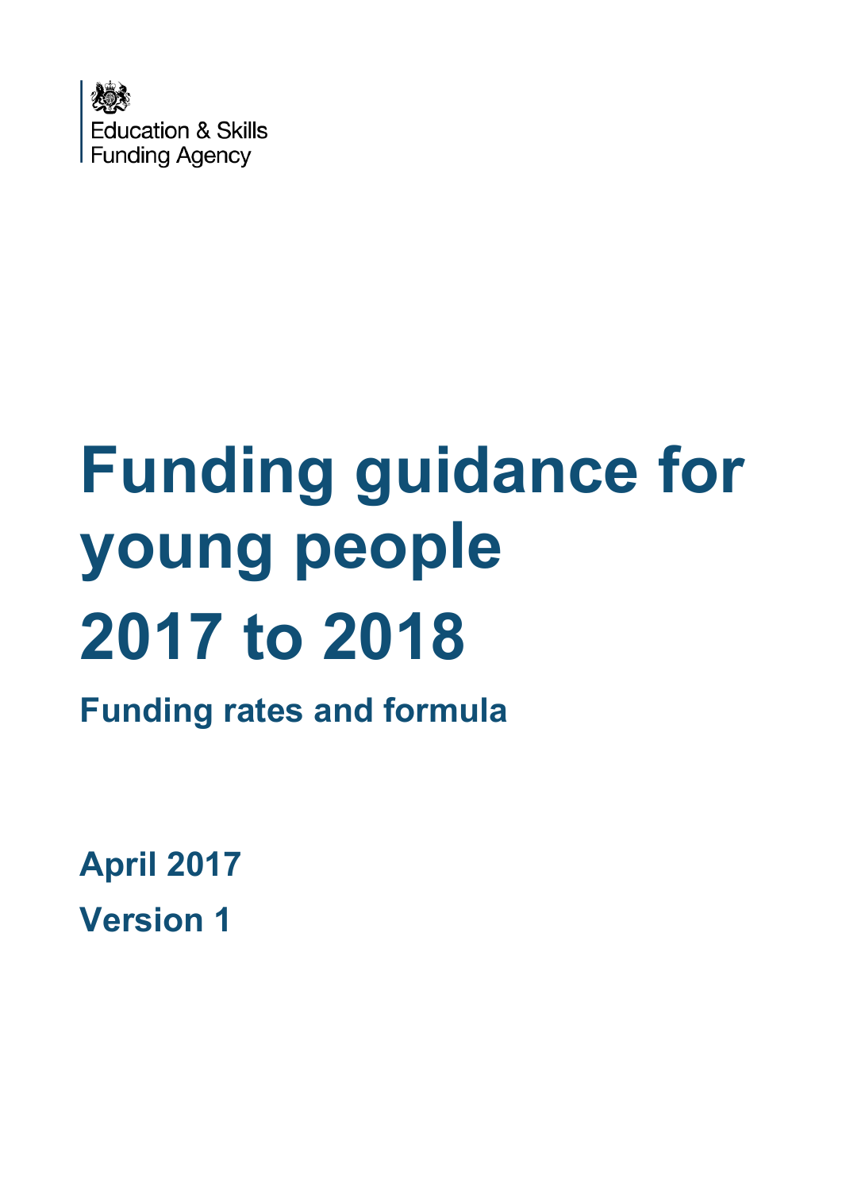Education & Skills Funding Agency

# Funding guidance for young people 2017 to 2018

## Funding rates and formula

**April 2017**

**Version 1**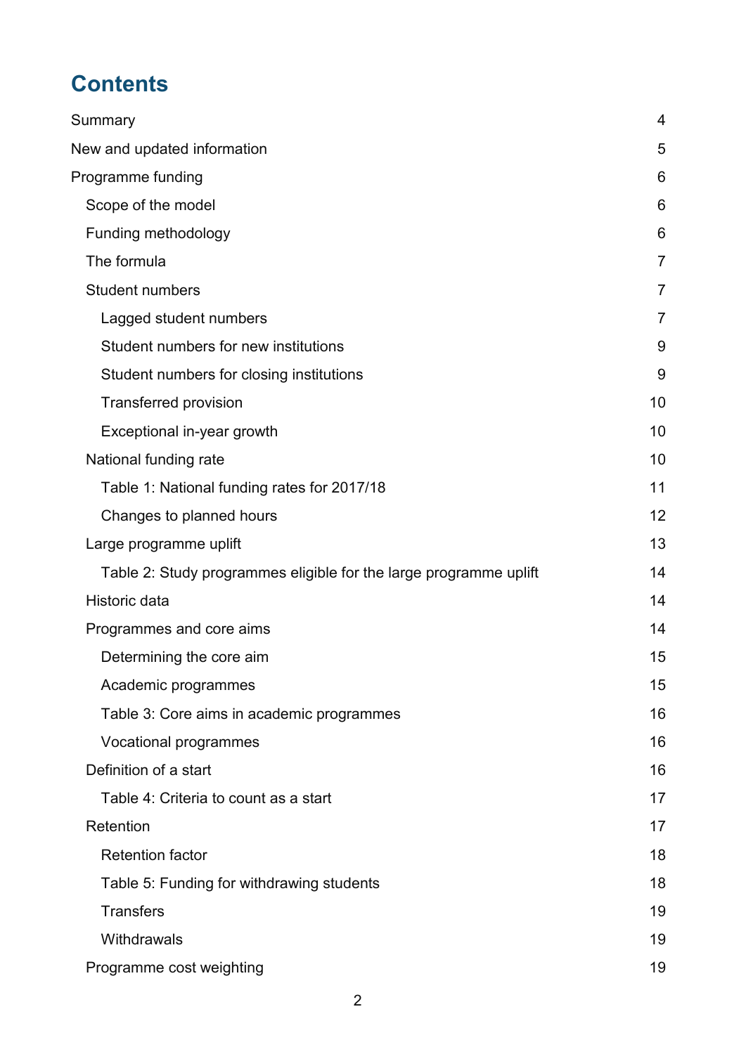# Contents

Summary 4

New and updated information 5

Programme funding 6

- Scope of the model 6
- Funding methodology 6
- The formula 7
- Student numbers 7
  - Lagged student numbers 7
  - Student numbers for new institutions 9
  - Student numbers for closing institutions 9
  - Transferred provision 10
  - Exceptional in-year growth 10
- National funding rate 10
  - Table 1: National funding rates for 2017/18 11
  - Changes to planned hours 12
- Large programme uplift 13
  - Table 2: Study programmes eligible for the large programme uplift 14
- Historic data 14
- Programmes and core aims 14
  - Determining the core aim 15
  - Academic programmes 15
  - Table 3: Core aims in academic programmes 16
  - Vocational programmes 16
- Definition of a start 16
  - Table 4: Criteria to count as a start 17
- Retention 17
  - Retention factor 18
  - Table 5: Funding for withdrawing students 18
  - Transfers 19
  - Withdrawals 19
- Programme cost weighting 19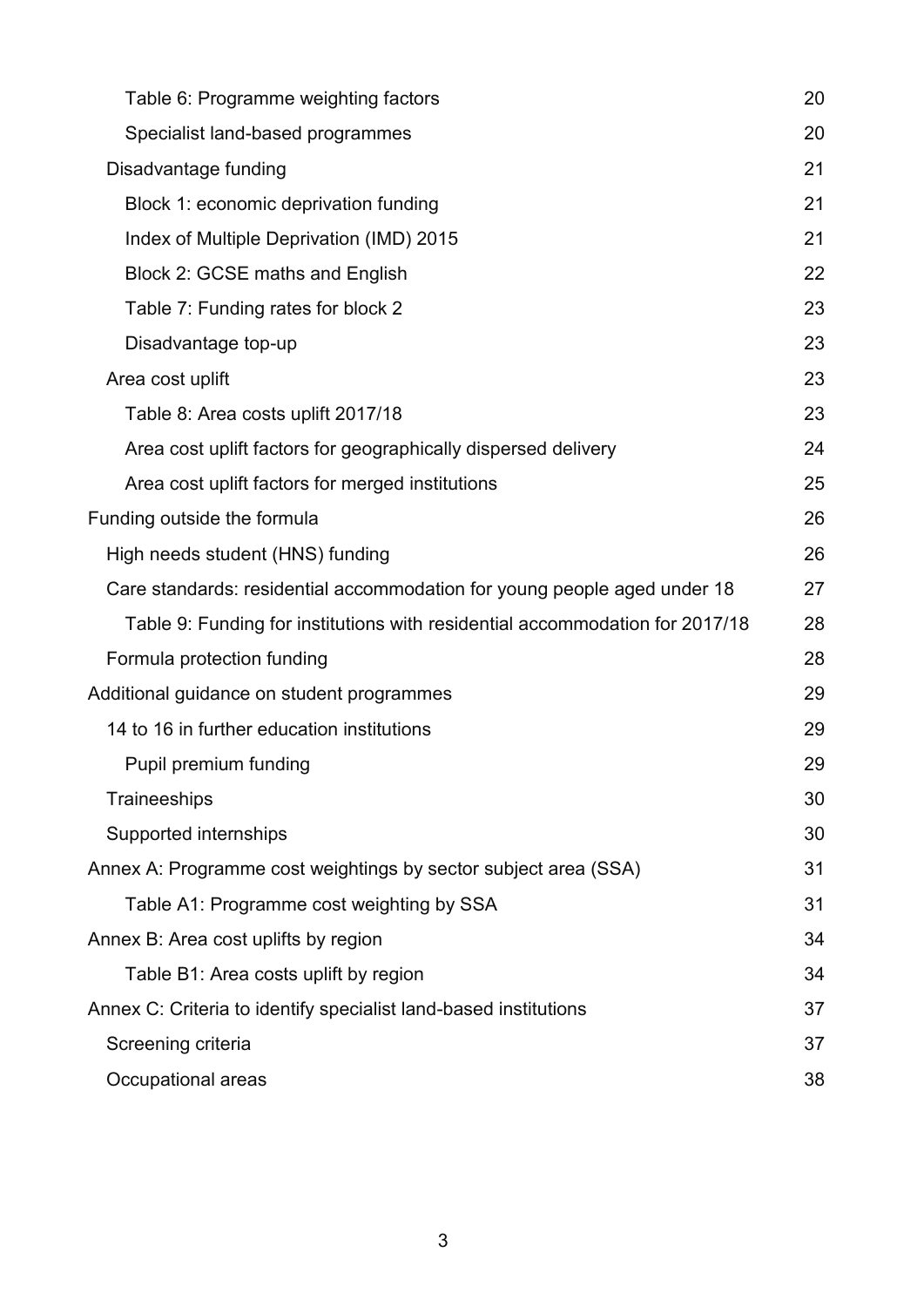- Table 6: Programme weighting factors 20
- Specialist land-based programmes 20

Disadvantage funding 21

- Block 1: economic deprivation funding 21
- Index of Multiple Deprivation (IMD) 2015 21
- Block 2: GCSE maths and English 22
- Table 7: Funding rates for block 2 23
- Disadvantage top-up 23

Area cost uplift 23

- Table 8: Area costs uplift 2017/18 23
- Area cost uplift factors for geographically dispersed delivery 24
- Area cost uplift factors for merged institutions 25

Funding outside the formula 26

High needs student (HNS) funding 26

Care standards: residential accommodation for young people aged under 18 27

- Table 9: Funding for institutions with residential accommodation for 2017/18 28

Formula protection funding 28

Additional guidance on student programmes 29

14 to 16 in further education institutions 29

- Pupil premium funding 29

Traineeships 30

Supported internships 30

Annex A: Programme cost weightings by sector subject area (SSA) 31

- Table A1: Programme cost weighting by SSA 31

Annex B: Area cost uplifts by region 34

- Table B1: Area costs uplift by region 34

Annex C: Criteria to identify specialist land-based institutions 37

Screening criteria 37

Occupational areas 38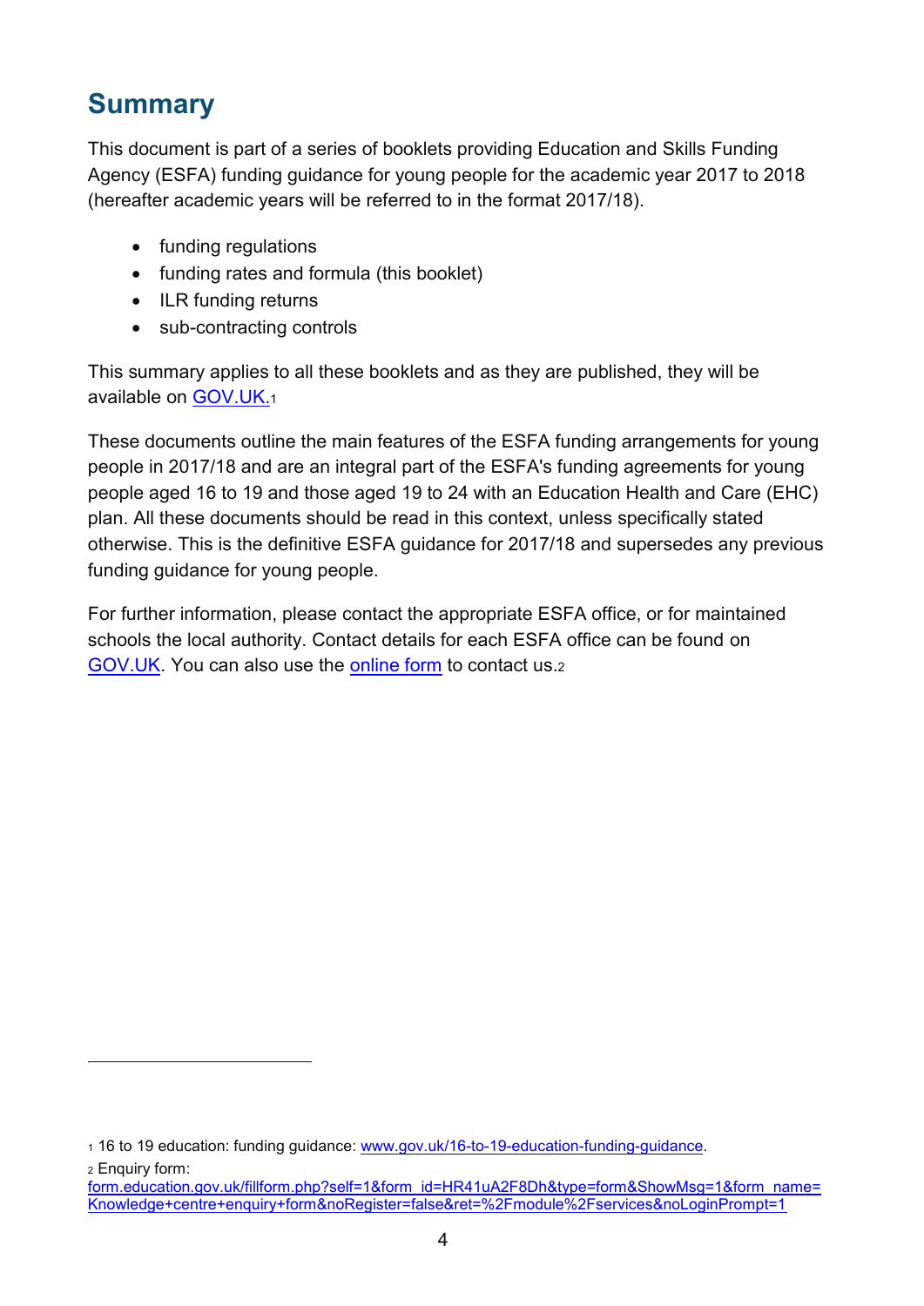# Summary

This document is part of a series of booklets providing Education and Skills Funding Agency (ESFA) funding guidance for young people for the academic year 2017 to 2018 (hereafter academic years will be referred to in the format 2017/18).

- funding regulations
- funding rates and formula (this booklet)
- ILR funding returns
- sub-contracting controls

This summary applies to all these booklets and as they are published, they will be available on [GOV.UK.](www.gov.uk/16-to-19-education-funding-guidance)[1]

These documents outline the main features of the ESFA funding arrangements for young people in 2017/18 and are an integral part of the ESFA's funding agreements for young people aged 16 to 19 and those aged 19 to 24 with an Education Health and Care (EHC) plan. All these documents should be read in this context, unless specifically stated otherwise. This is the definitive ESFA guidance for 2017/18 and supersedes any previous funding guidance for young people.

For further information, please contact the appropriate ESFA office, or for maintained schools the local authority. Contact details for each ESFA office can be found on GOV.UK. You can also use the online form to contact us.[2]

---

[1] 16 to 19 education: funding guidance: www.gov.uk/16-to-19-education-funding-guidance.

[2] Enquiry form: form.education.gov.uk/fillform.php?self=1&form_id=HR41uA2F8Dh&type=form&ShowMsg=1&form_name=Knowledge+centre+enquiry+form&noRegister=false&ret=%2Fmodule%2Fservices&noLoginPrompt=1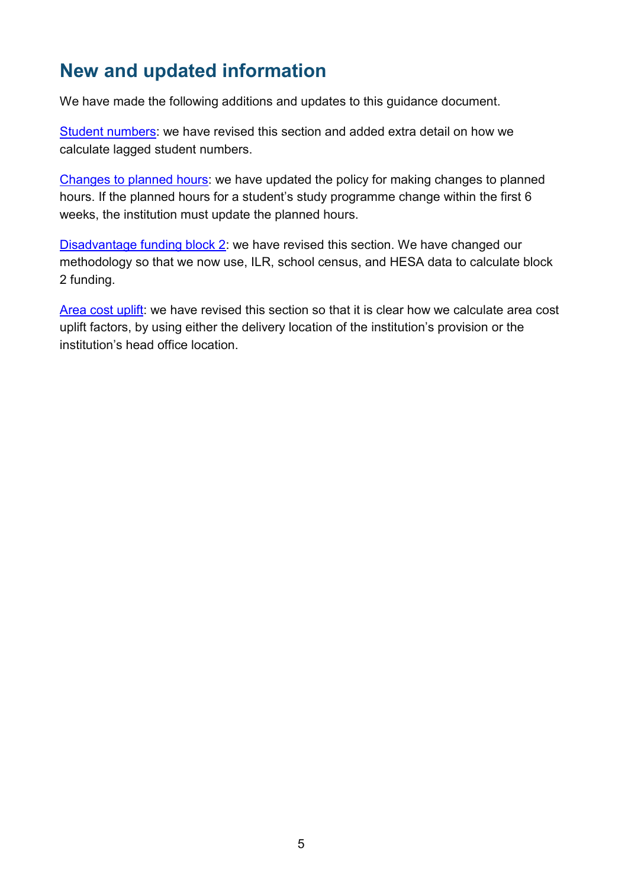## New and updated information

We have made the following additions and updates to this guidance document.

[Student numbers]: we have revised this section and added extra detail on how we calculate lagged student numbers.

[Changes to planned hours]: we have updated the policy for making changes to planned hours. If the planned hours for a student's study programme change within the first 6 weeks, the institution must update the planned hours.

[Disadvantage funding block 2]: we have revised this section. We have changed our methodology so that we now use, ILR, school census, and HESA data to calculate block 2 funding.

[Area cost uplift]: we have revised this section so that it is clear how we calculate area cost uplift factors, by using either the delivery location of the institution's provision or the institution's head office location.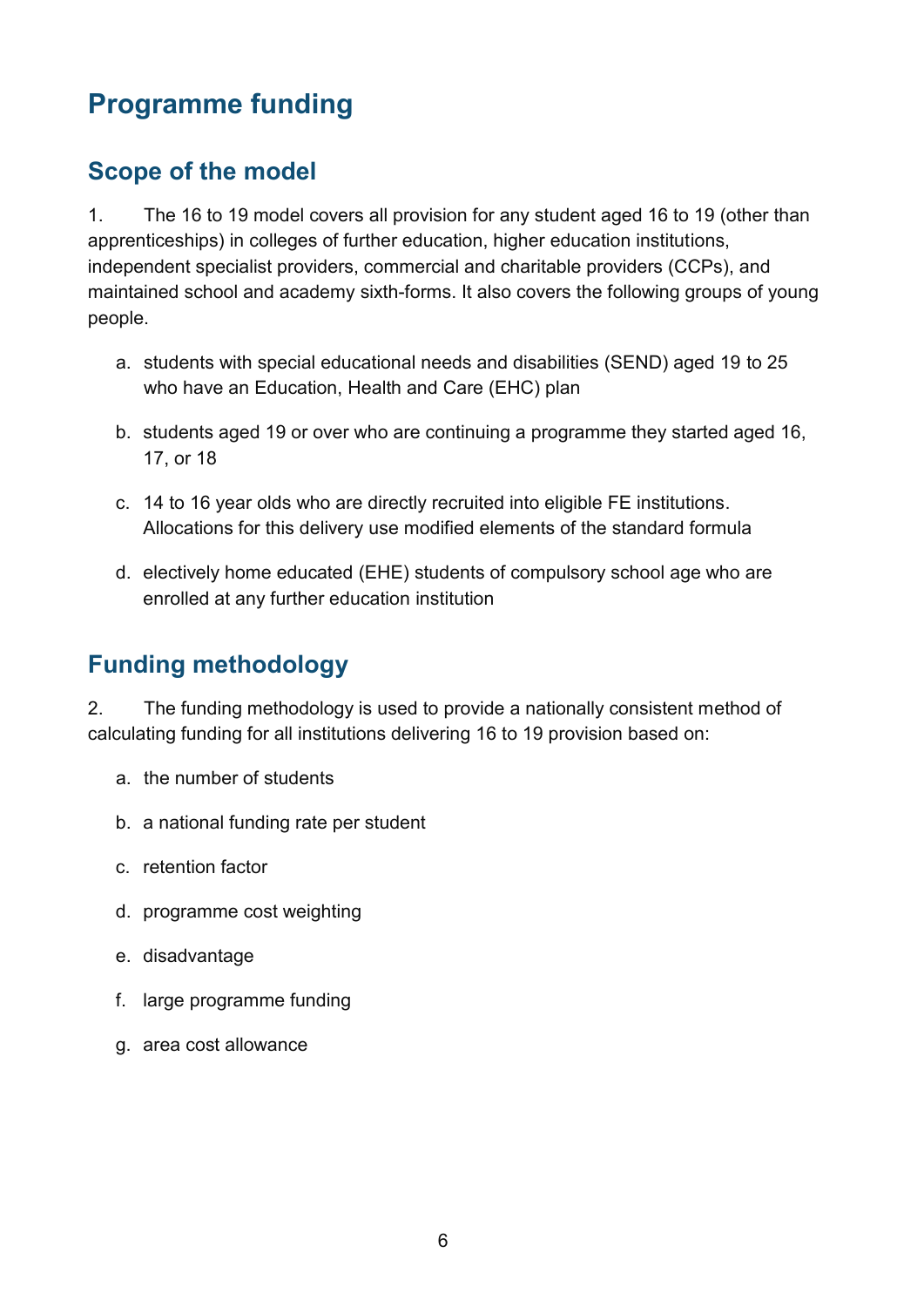# Programme funding

## Scope of the model

1. The 16 to 19 model covers all provision for any student aged 16 to 19 (other than apprenticeships) in colleges of further education, higher education institutions, independent specialist providers, commercial and charitable providers (CCPs), and maintained school and academy sixth-forms. It also covers the following groups of young people.

   a. students with special educational needs and disabilities (SEND) aged 19 to 25 who have an Education, Health and Care (EHC) plan

   b. students aged 19 or over who are continuing a programme they started aged 16, 17, or 18

   c. 14 to 16 year olds who are directly recruited into eligible FE institutions. Allocations for this delivery use modified elements of the standard formula

   d. electively home educated (EHE) students of compulsory school age who are enrolled at any further education institution

## Funding methodology

2. The funding methodology is used to provide a nationally consistent method of calculating funding for all institutions delivering 16 to 19 provision based on:

   a. the number of students

   b. a national funding rate per student

   c. retention factor

   d. programme cost weighting

   e. disadvantage

   f. large programme funding

   g. area cost allowance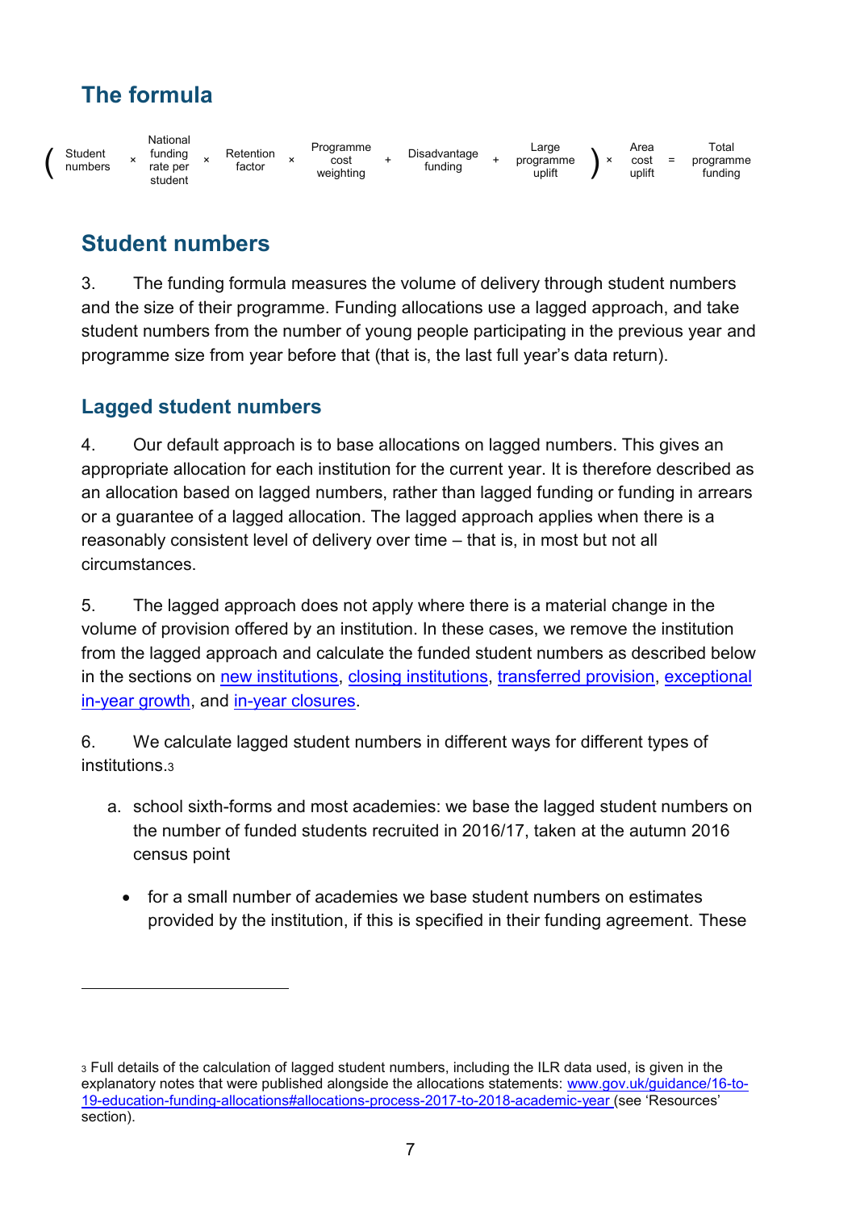## The formula

$$\left(\text{Student numbers} \times \text{National funding rate per student} \times \text{Retention factor} \times \text{Programme cost weighting} + \text{Disadvantage funding} + \text{Large programme uplift}\right) \times \text{Area cost uplift} = \text{Total programme funding}$$

## Student numbers

3. The funding formula measures the volume of delivery through student numbers and the size of their programme. Funding allocations use a lagged approach, and take student numbers from the number of young people participating in the previous year and programme size from year before that (that is, the last full year's data return).

### Lagged student numbers

4. Our default approach is to base allocations on lagged numbers. This gives an appropriate allocation for each institution for the current year. It is therefore described as an allocation based on lagged numbers, rather than lagged funding or funding in arrears or a guarantee of a lagged allocation. The lagged approach applies when there is a reasonably consistent level of delivery over time – that is, in most but not all circumstances.

5. The lagged approach does not apply where there is a material change in the volume of provision offered by an institution. In these cases, we remove the institution from the lagged approach and calculate the funded student numbers as described below in the sections on new institutions, closing institutions, transferred provision, exceptional in-year growth, and in-year closures.

6. We calculate lagged student numbers in different ways for different types of institutions.[3]

a. school sixth-forms and most academies: we base the lagged student numbers on the number of funded students recruited in 2016/17, taken at the autumn 2016 census point

- for a small number of academies we base student numbers on estimates provided by the institution, if this is specified in their funding agreement. These

---

[3] Full details of the calculation of lagged student numbers, including the ILR data used, is given in the explanatory notes that were published alongside the allocations statements: www.gov.uk/guidance/16-to-19-education-funding-allocations#allocations-process-2017-to-2018-academic-year (see 'Resources' section).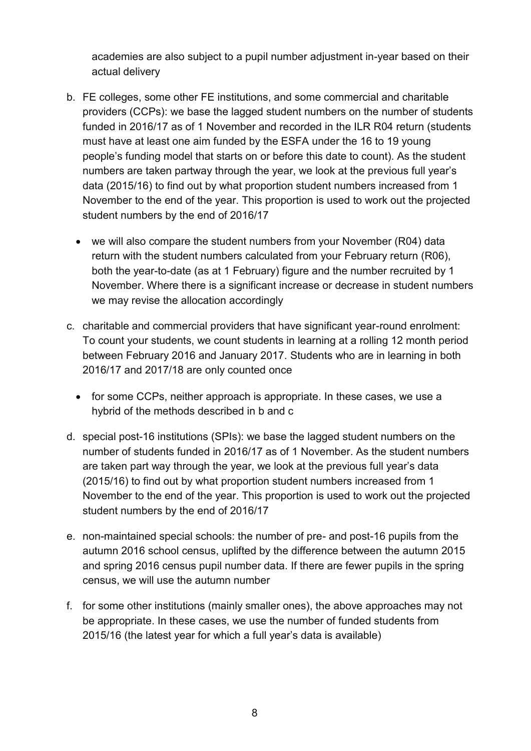academies are also subject to a pupil number adjustment in-year based on their actual delivery

b. FE colleges, some other FE institutions, and some commercial and charitable providers (CCPs): we base the lagged student numbers on the number of students funded in 2016/17 as of 1 November and recorded in the ILR R04 return (students must have at least one aim funded by the ESFA under the 16 to 19 young people's funding model that starts on or before this date to count). As the student numbers are taken partway through the year, we look at the previous full year's data (2015/16) to find out by what proportion student numbers increased from 1 November to the end of the year. This proportion is used to work out the projected student numbers by the end of 2016/17

   - we will also compare the student numbers from your November (R04) data return with the student numbers calculated from your February return (R06), both the year-to-date (as at 1 February) figure and the number recruited by 1 November. Where there is a significant increase or decrease in student numbers we may revise the allocation accordingly

c. charitable and commercial providers that have significant year-round enrolment: To count your students, we count students in learning at a rolling 12 month period between February 2016 and January 2017. Students who are in learning in both 2016/17 and 2017/18 are only counted once

   - for some CCPs, neither approach is appropriate. In these cases, we use a hybrid of the methods described in b and c

d. special post-16 institutions (SPIs): we base the lagged student numbers on the number of students funded in 2016/17 as of 1 November. As the student numbers are taken part way through the year, we look at the previous full year's data (2015/16) to find out by what proportion student numbers increased from 1 November to the end of the year. This proportion is used to work out the projected student numbers by the end of 2016/17

e. non-maintained special schools: the number of pre- and post-16 pupils from the autumn 2016 school census, uplifted by the difference between the autumn 2015 and spring 2016 census pupil number data. If there are fewer pupils in the spring census, we will use the autumn number

f. for some other institutions (mainly smaller ones), the above approaches may not be appropriate. In these cases, we use the number of funded students from 2015/16 (the latest year for which a full year's data is available)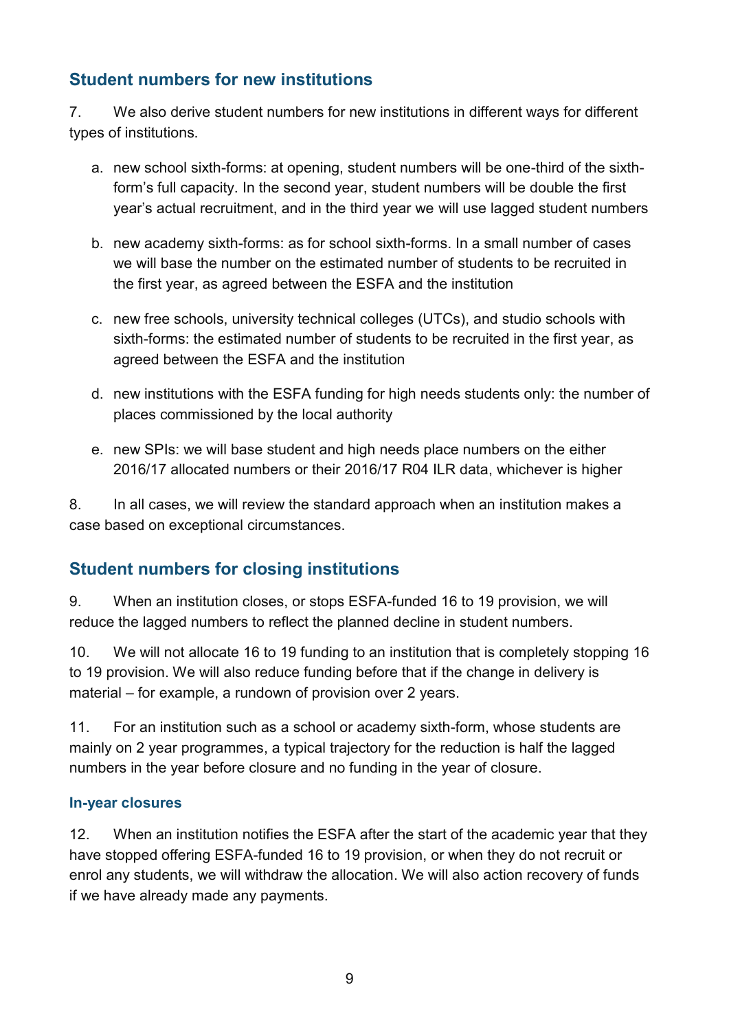## Student numbers for new institutions

7. We also derive student numbers for new institutions in different ways for different types of institutions.

   a. new school sixth-forms: at opening, student numbers will be one-third of the sixth-form's full capacity. In the second year, student numbers will be double the first year's actual recruitment, and in the third year we will use lagged student numbers

   b. new academy sixth-forms: as for school sixth-forms. In a small number of cases we will base the number on the estimated number of students to be recruited in the first year, as agreed between the ESFA and the institution

   c. new free schools, university technical colleges (UTCs), and studio schools with sixth-forms: the estimated number of students to be recruited in the first year, as agreed between the ESFA and the institution

   d. new institutions with the ESFA funding for high needs students only: the number of places commissioned by the local authority

   e. new SPIs: we will base student and high needs place numbers on the either 2016/17 allocated numbers or their 2016/17 R04 ILR data, whichever is higher

8. In all cases, we will review the standard approach when an institution makes a case based on exceptional circumstances.

## Student numbers for closing institutions

9. When an institution closes, or stops ESFA-funded 16 to 19 provision, we will reduce the lagged numbers to reflect the planned decline in student numbers.

10. We will not allocate 16 to 19 funding to an institution that is completely stopping 16 to 19 provision. We will also reduce funding before that if the change in delivery is material – for example, a rundown of provision over 2 years.

11. For an institution such as a school or academy sixth-form, whose students are mainly on 2 year programmes, a typical trajectory for the reduction is half the lagged numbers in the year before closure and no funding in the year of closure.

### In-year closures

12. When an institution notifies the ESFA after the start of the academic year that they have stopped offering ESFA-funded 16 to 19 provision, or when they do not recruit or enrol any students, we will withdraw the allocation. We will also action recovery of funds if we have already made any payments.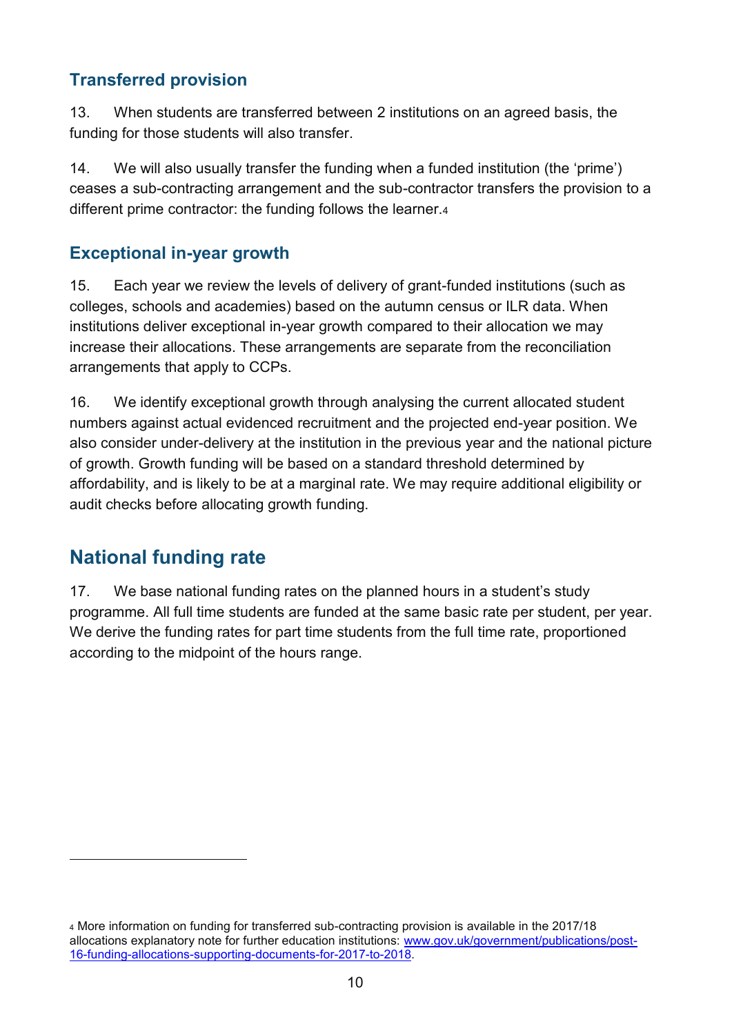### Transferred provision

13. When students are transferred between 2 institutions on an agreed basis, the funding for those students will also transfer.

14. We will also usually transfer the funding when a funded institution (the 'prime') ceases a sub-contracting arrangement and the sub-contractor transfers the provision to a different prime contractor: the funding follows the learner.[4]

### Exceptional in-year growth

15. Each year we review the levels of delivery of grant-funded institutions (such as colleges, schools and academies) based on the autumn census or ILR data. When institutions deliver exceptional in-year growth compared to their allocation we may increase their allocations. These arrangements are separate from the reconciliation arrangements that apply to CCPs.

16. We identify exceptional growth through analysing the current allocated student numbers against actual evidenced recruitment and the projected end-year position. We also consider under-delivery at the institution in the previous year and the national picture of growth. Growth funding will be based on a standard threshold determined by affordability, and is likely to be at a marginal rate. We may require additional eligibility or audit checks before allocating growth funding.

## National funding rate

17. We base national funding rates on the planned hours in a student's study programme. All full time students are funded at the same basic rate per student, per year. We derive the funding rates for part time students from the full time rate, proportioned according to the midpoint of the hours range.

---

[4] More information on funding for transferred sub-contracting provision is available in the 2017/18 allocations explanatory note for further education institutions: [www.gov.uk/government/publications/post-16-funding-allocations-supporting-documents-for-2017-to-2018](http://www.gov.uk/government/publications/post-16-funding-allocations-supporting-documents-for-2017-to-2018).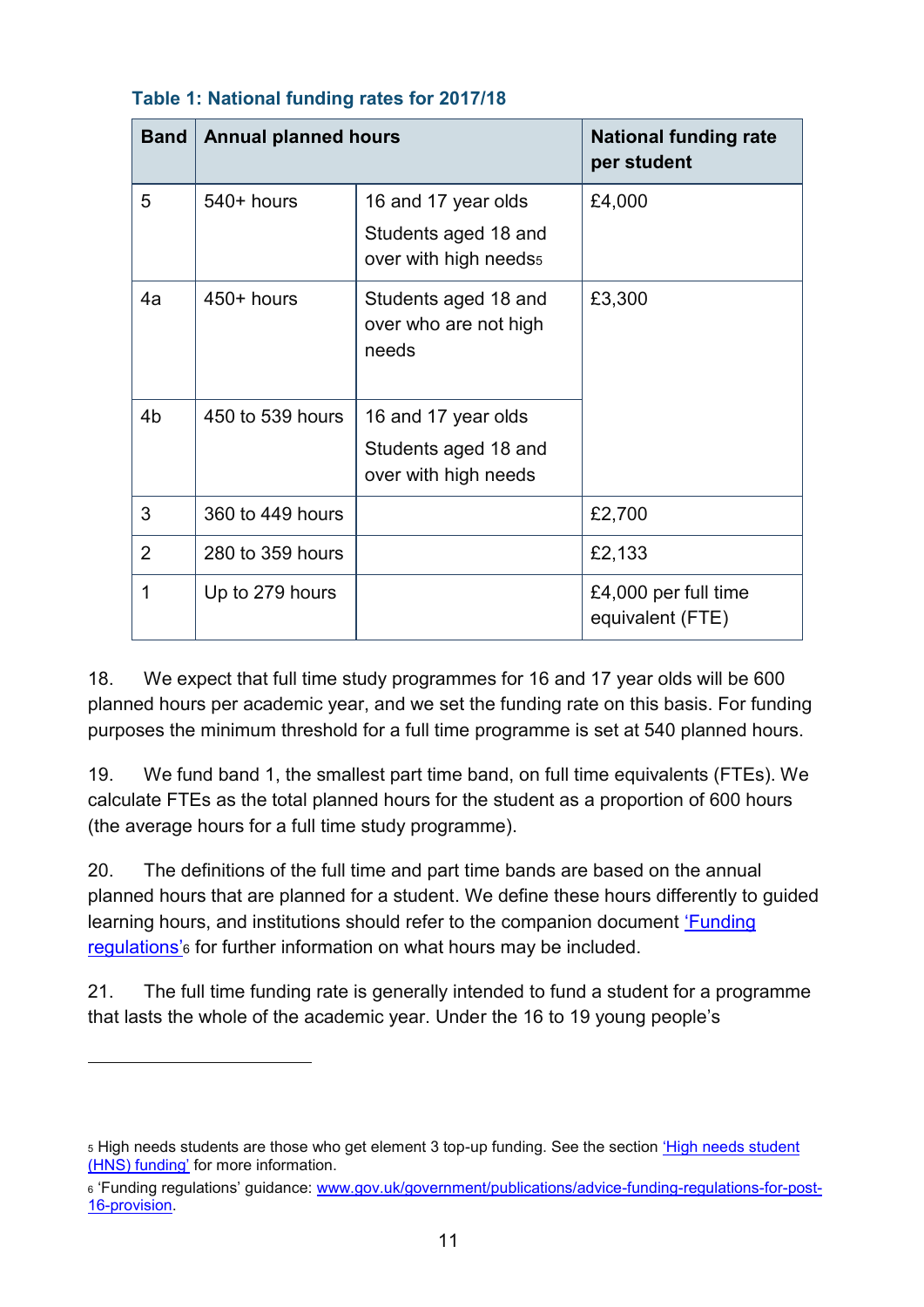**Table 1: National funding rates for 2017/18**

| Band | Annual planned hours | | National funding rate per student |
|---|---|---|---|
| 5 | 540+ hours | 16 and 17 year olds<br>Students aged 18 and over with high needs[5] | £4,000 |
| 4a | 450+ hours | Students aged 18 and over who are not high needs | £3,300 |
| 4b | 450 to 539 hours | 16 and 17 year olds<br>Students aged 18 and over with high needs | |
| 3 | 360 to 449 hours | | £2,700 |
| 2 | 280 to 359 hours | | £2,133 |
| 1 | Up to 279 hours | | £4,000 per full time equivalent (FTE) |

18. We expect that full time study programmes for 16 and 17 year olds will be 600 planned hours per academic year, and we set the funding rate on this basis. For funding purposes the minimum threshold for a full time programme is set at 540 planned hours.

19. We fund band 1, the smallest part time band, on full time equivalents (FTEs). We calculate FTEs as the total planned hours for the student as a proportion of 600 hours (the average hours for a full time study programme).

20. The definitions of the full time and part time bands are based on the annual planned hours that are planned for a student. We define these hours differently to guided learning hours, and institutions should refer to the companion document 'Funding regulations'[6] for further information on what hours may be included.

21. The full time funding rate is generally intended to fund a student for a programme that lasts the whole of the academic year. Under the 16 to 19 young people's

---

[5] High needs students are those who get element 3 top-up funding. See the section 'High needs student (HNS) funding' for more information.

[6] 'Funding regulations' guidance: www.gov.uk/government/publications/advice-funding-regulations-for-post-16-provision.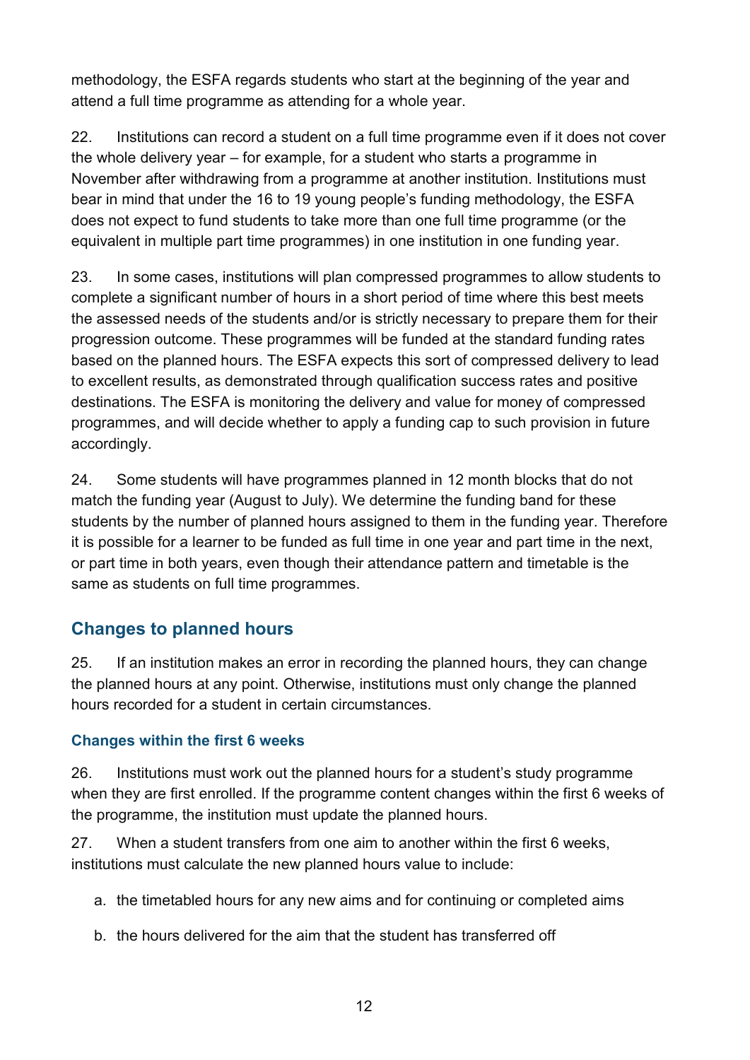methodology, the ESFA regards students who start at the beginning of the year and attend a full time programme as attending for a whole year.

22. Institutions can record a student on a full time programme even if it does not cover the whole delivery year – for example, for a student who starts a programme in November after withdrawing from a programme at another institution. Institutions must bear in mind that under the 16 to 19 young people's funding methodology, the ESFA does not expect to fund students to take more than one full time programme (or the equivalent in multiple part time programmes) in one institution in one funding year.

23. In some cases, institutions will plan compressed programmes to allow students to complete a significant number of hours in a short period of time where this best meets the assessed needs of the students and/or is strictly necessary to prepare them for their progression outcome. These programmes will be funded at the standard funding rates based on the planned hours. The ESFA expects this sort of compressed delivery to lead to excellent results, as demonstrated through qualification success rates and positive destinations. The ESFA is monitoring the delivery and value for money of compressed programmes, and will decide whether to apply a funding cap to such provision in future accordingly.

24. Some students will have programmes planned in 12 month blocks that do not match the funding year (August to July). We determine the funding band for these students by the number of planned hours assigned to them in the funding year. Therefore it is possible for a learner to be funded as full time in one year and part time in the next, or part time in both years, even though their attendance pattern and timetable is the same as students on full time programmes.

## Changes to planned hours

25. If an institution makes an error in recording the planned hours, they can change the planned hours at any point. Otherwise, institutions must only change the planned hours recorded for a student in certain circumstances.

### Changes within the first 6 weeks

26. Institutions must work out the planned hours for a student's study programme when they are first enrolled. If the programme content changes within the first 6 weeks of the programme, the institution must update the planned hours.

27. When a student transfers from one aim to another within the first 6 weeks, institutions must calculate the new planned hours value to include:

a. the timetabled hours for any new aims and for continuing or completed aims

b. the hours delivered for the aim that the student has transferred off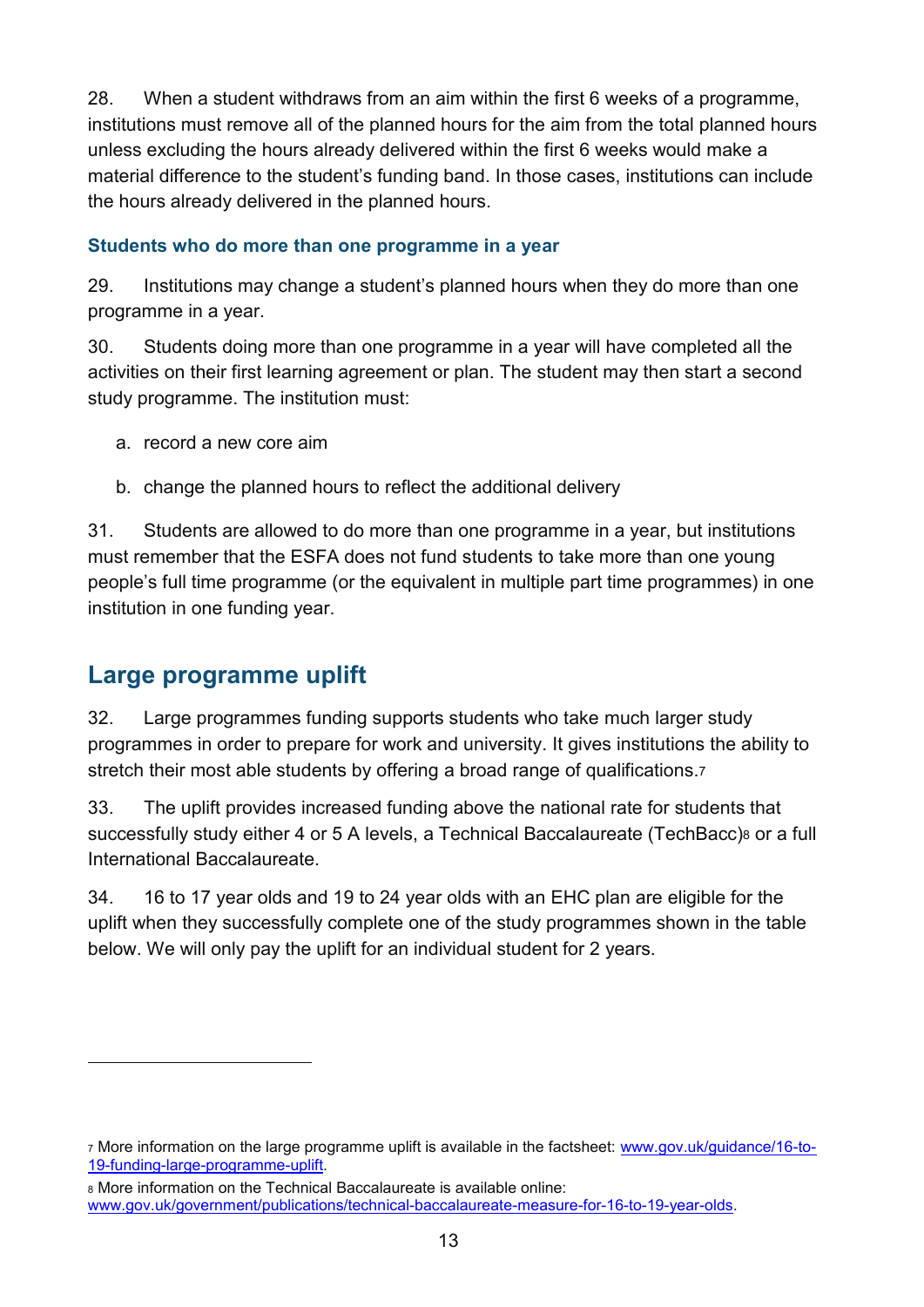28. When a student withdraws from an aim within the first 6 weeks of a programme, institutions must remove all of the planned hours for the aim from the total planned hours unless excluding the hours already delivered within the first 6 weeks would make a material difference to the student's funding band. In those cases, institutions can include the hours already delivered in the planned hours.

### Students who do more than one programme in a year

29. Institutions may change a student's planned hours when they do more than one programme in a year.

30. Students doing more than one programme in a year will have completed all the activities on their first learning agreement or plan. The student may then start a second study programme. The institution must:

a. record a new core aim

b. change the planned hours to reflect the additional delivery

31. Students are allowed to do more than one programme in a year, but institutions must remember that the ESFA does not fund students to take more than one young people's full time programme (or the equivalent in multiple part time programmes) in one institution in one funding year.

## Large programme uplift

32. Large programmes funding supports students who take much larger study programmes in order to prepare for work and university. It gives institutions the ability to stretch their most able students by offering a broad range of qualifications.[7]

33. The uplift provides increased funding above the national rate for students that successfully study either 4 or 5 A levels, a Technical Baccalaureate (TechBacc)[8] or a full International Baccalaureate.

34. 16 to 17 year olds and 19 to 24 year olds with an EHC plan are eligible for the uplift when they successfully complete one of the study programmes shown in the table below. We will only pay the uplift for an individual student for 2 years.

---

[7] More information on the large programme uplift is available in the factsheet: [www.gov.uk/guidance/16-to-19-funding-large-programme-uplift](www.gov.uk/guidance/16-to-19-funding-large-programme-uplift).

[8] More information on the Technical Baccalaureate is available online: [www.gov.uk/government/publications/technical-baccalaureate-measure-for-16-to-19-year-olds](www.gov.uk/government/publications/technical-baccalaureate-measure-for-16-to-19-year-olds).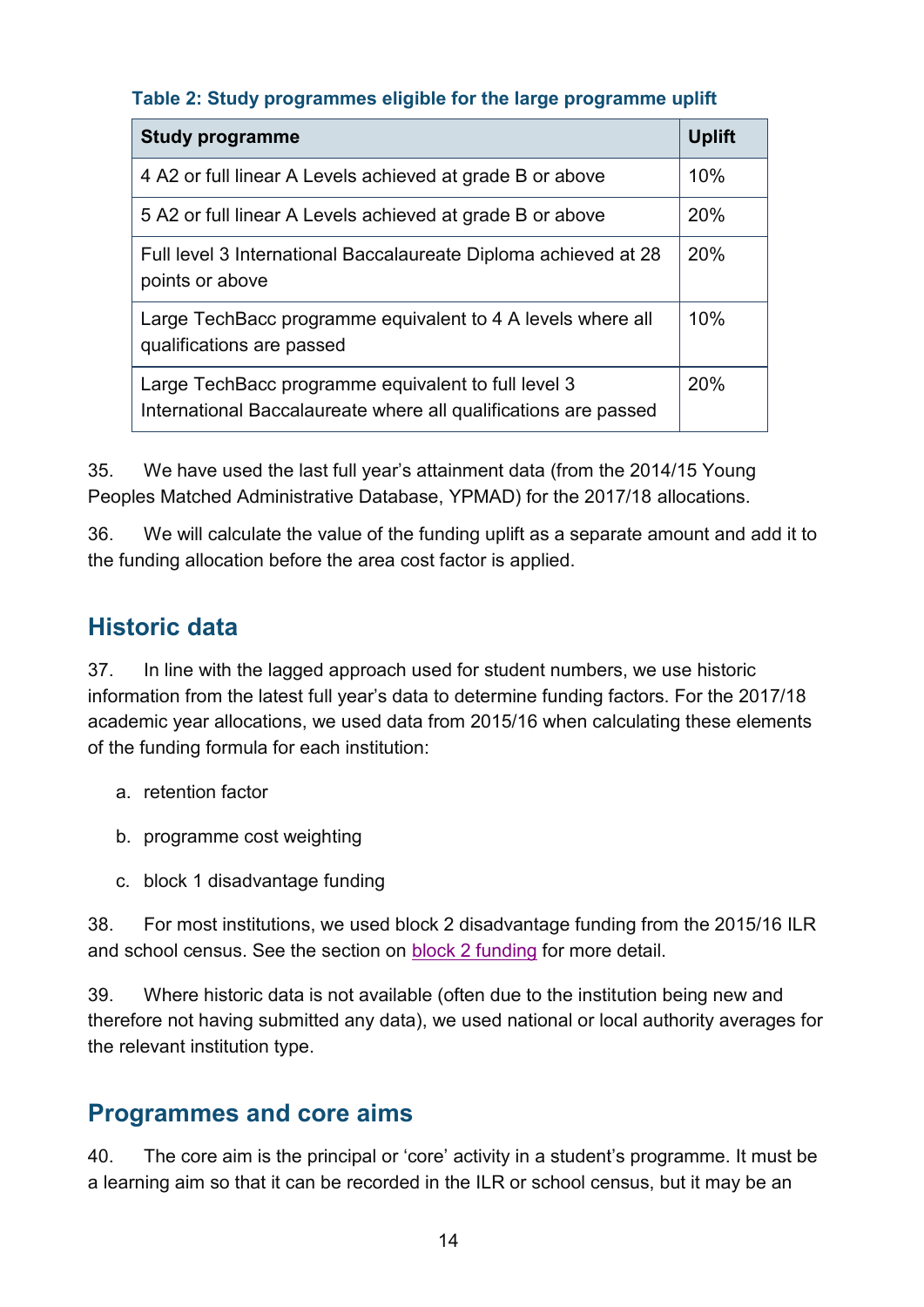**Table 2: Study programmes eligible for the large programme uplift**

| Study programme | Uplift |
|---|---|
| 4 A2 or full linear A Levels achieved at grade B or above | 10% |
| 5 A2 or full linear A Levels achieved at grade B or above | 20% |
| Full level 3 International Baccalaureate Diploma achieved at 28 points or above | 20% |
| Large TechBacc programme equivalent to 4 A levels where all qualifications are passed | 10% |
| Large TechBacc programme equivalent to full level 3 International Baccalaureate where all qualifications are passed | 20% |

35. We have used the last full year's attainment data (from the 2014/15 Young Peoples Matched Administrative Database, YPMAD) for the 2017/18 allocations.

36. We will calculate the value of the funding uplift as a separate amount and add it to the funding allocation before the area cost factor is applied.

## Historic data

37. In line with the lagged approach used for student numbers, we use historic information from the latest full year's data to determine funding factors. For the 2017/18 academic year allocations, we used data from 2015/16 when calculating these elements of the funding formula for each institution:

a. retention factor

b. programme cost weighting

c. block 1 disadvantage funding

38. For most institutions, we used block 2 disadvantage funding from the 2015/16 ILR and school census. See the section on block 2 funding for more detail.

39. Where historic data is not available (often due to the institution being new and therefore not having submitted any data), we used national or local authority averages for the relevant institution type.

## Programmes and core aims

40. The core aim is the principal or 'core' activity in a student's programme. It must be a learning aim so that it can be recorded in the ILR or school census, but it may be an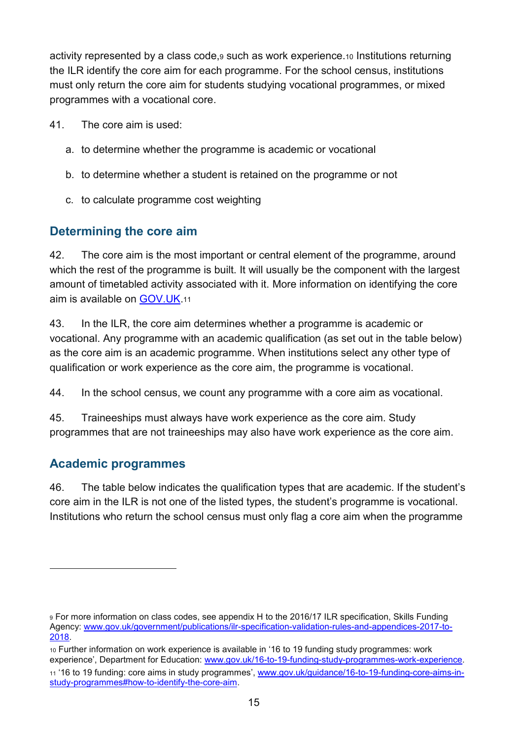activity represented by a class code,[9] such as work experience.[10] Institutions returning the ILR identify the core aim for each programme. For the school census, institutions must only return the core aim for students studying vocational programmes, or mixed programmes with a vocational core.

41. The core aim is used:

a. to determine whether the programme is academic or vocational

b. to determine whether a student is retained on the programme or not

c. to calculate programme cost weighting

## Determining the core aim

42. The core aim is the most important or central element of the programme, around which the rest of the programme is built. It will usually be the component with the largest amount of timetabled activity associated with it. More information on identifying the core aim is available on [GOV.UK](www.gov.uk/guidance/16-to-19-funding-core-aims-in-study-programmes#how-to-identify-the-core-aim).[11]

43. In the ILR, the core aim determines whether a programme is academic or vocational. Any programme with an academic qualification (as set out in the table below) as the core aim is an academic programme. When institutions select any other type of qualification or work experience as the core aim, the programme is vocational.

44. In the school census, we count any programme with a core aim as vocational.

45. Traineeships must always have work experience as the core aim. Study programmes that are not traineeships may also have work experience as the core aim.

## Academic programmes

46. The table below indicates the qualification types that are academic. If the student's core aim in the ILR is not one of the listed types, the student's programme is vocational. Institutions who return the school census must only flag a core aim when the programme

---

[9] For more information on class codes, see appendix H to the 2016/17 ILR specification, Skills Funding Agency: [www.gov.uk/government/publications/ilr-specification-validation-rules-and-appendices-2017-to-2018](www.gov.uk/government/publications/ilr-specification-validation-rules-and-appendices-2017-to-2018).

[10] Further information on work experience is available in '16 to 19 funding study programmes: work experience', Department for Education: [www.gov.uk/16-to-19-funding-study-programmes-work-experience](www.gov.uk/16-to-19-funding-study-programmes-work-experience).

[11] '16 to 19 funding: core aims in study programmes', [www.gov.uk/guidance/16-to-19-funding-core-aims-in-study-programmes#how-to-identify-the-core-aim](www.gov.uk/guidance/16-to-19-funding-core-aims-in-study-programmes#how-to-identify-the-core-aim).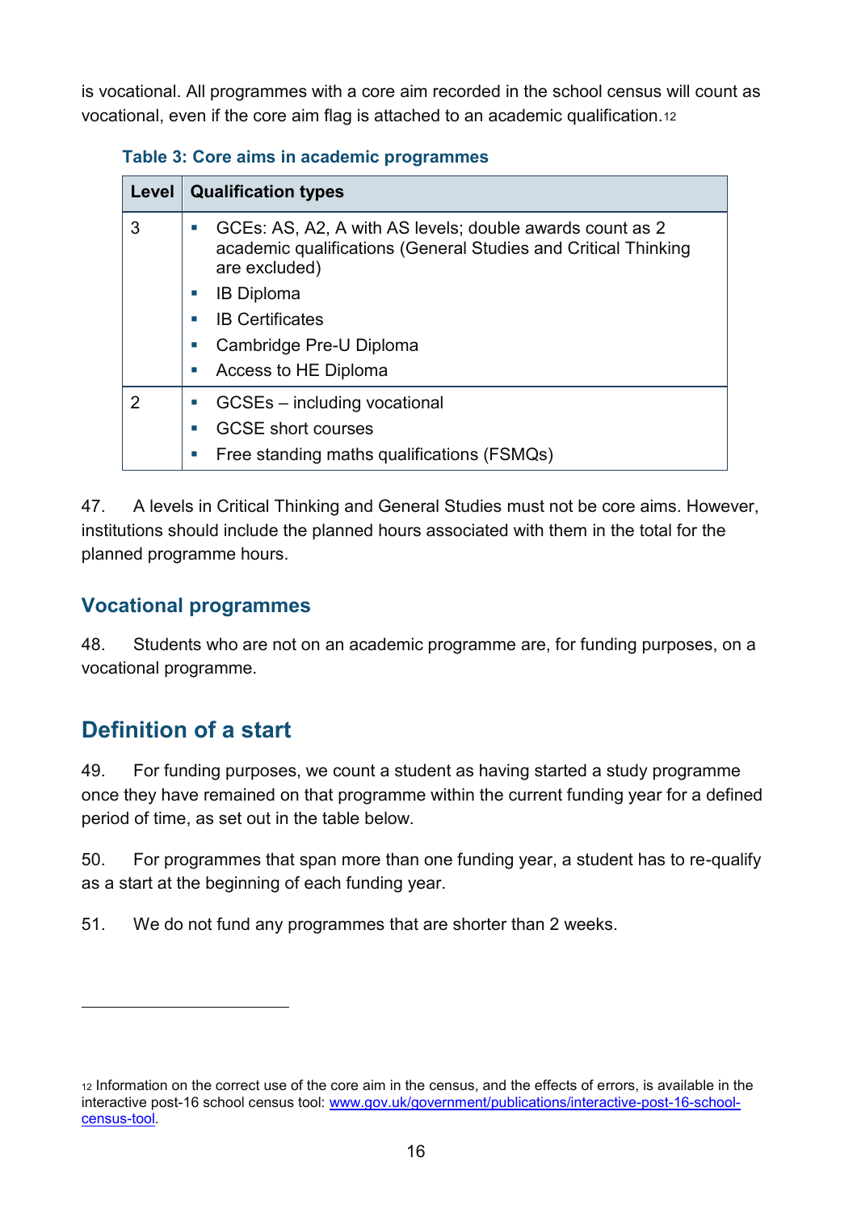is vocational. All programmes with a core aim recorded in the school census will count as vocational, even if the core aim flag is attached to an academic qualification.[12]

**Table 3: Core aims in academic programmes**

| Level | Qualification types |
| --- | --- |
| 3 | • GCEs: AS, A2, A with AS levels; double awards count as 2 academic qualifications (General Studies and Critical Thinking are excluded)<br>• IB Diploma<br>• IB Certificates<br>• Cambridge Pre-U Diploma<br>• Access to HE Diploma |
| 2 | • GCSEs – including vocational<br>• GCSE short courses<br>• Free standing maths qualifications (FSMQs) |

47. A levels in Critical Thinking and General Studies must not be core aims. However, institutions should include the planned hours associated with them in the total for the planned programme hours.

### Vocational programmes

48. Students who are not on an academic programme are, for funding purposes, on a vocational programme.

## Definition of a start

49. For funding purposes, we count a student as having started a study programme once they have remained on that programme within the current funding year for a defined period of time, as set out in the table below.

50. For programmes that span more than one funding year, a student has to re-qualify as a start at the beginning of each funding year.

51. We do not fund any programmes that are shorter than 2 weeks.

---

[12] Information on the correct use of the core aim in the census, and the effects of errors, is available in the interactive post-16 school census tool: [www.gov.uk/government/publications/interactive-post-16-school-census-tool](http://www.gov.uk/government/publications/interactive-post-16-school-census-tool).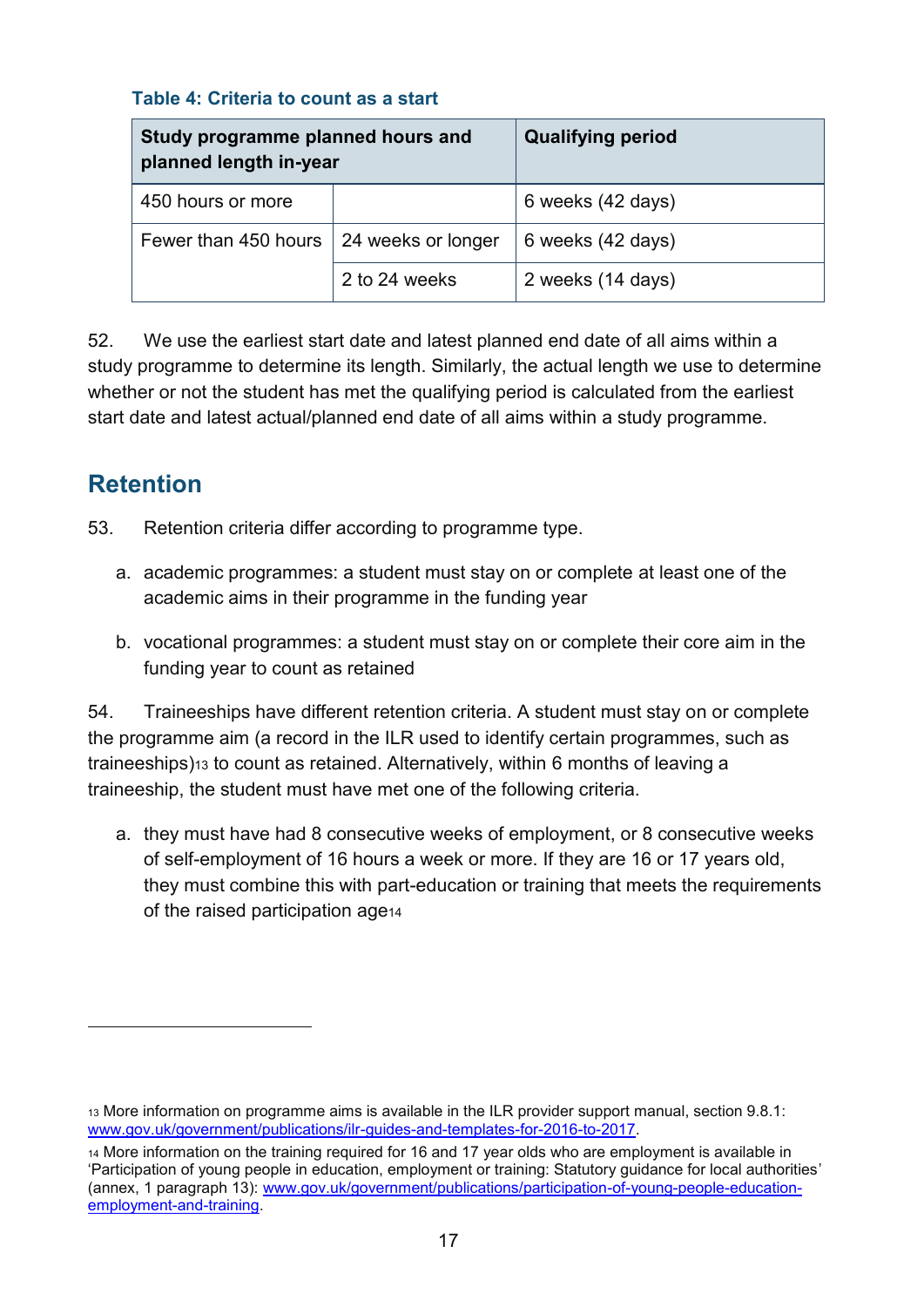**Table 4: Criteria to count as a start**

| Study programme planned hours and planned length in-year | | Qualifying period |
|---|---|---|
| 450 hours or more | | 6 weeks (42 days) |
| Fewer than 450 hours | 24 weeks or longer | 6 weeks (42 days) |
| | 2 to 24 weeks | 2 weeks (14 days) |

52. We use the earliest start date and latest planned end date of all aims within a study programme to determine its length. Similarly, the actual length we use to determine whether or not the student has met the qualifying period is calculated from the earliest start date and latest actual/planned end date of all aims within a study programme.

## Retention

53. Retention criteria differ according to programme type.

a. academic programmes: a student must stay on or complete at least one of the academic aims in their programme in the funding year

b. vocational programmes: a student must stay on or complete their core aim in the funding year to count as retained

54. Traineeships have different retention criteria. A student must stay on or complete the programme aim (a record in the ILR used to identify certain programmes, such as traineeships)[13] to count as retained. Alternatively, within 6 months of leaving a traineeship, the student must have met one of the following criteria.

a. they must have had 8 consecutive weeks of employment, or 8 consecutive weeks of self-employment of 16 hours a week or more. If they are 16 or 17 years old, they must combine this with part-education or training that meets the requirements of the raised participation age[14]

---

[13] More information on programme aims is available in the ILR provider support manual, section 9.8.1: www.gov.uk/government/publications/ilr-guides-and-templates-for-2016-to-2017.

[14] More information on the training required for 16 and 17 year olds who are employment is available in 'Participation of young people in education, employment or training: Statutory guidance for local authorities' (annex, 1 paragraph 13): www.gov.uk/government/publications/participation-of-young-people-education-employment-and-training.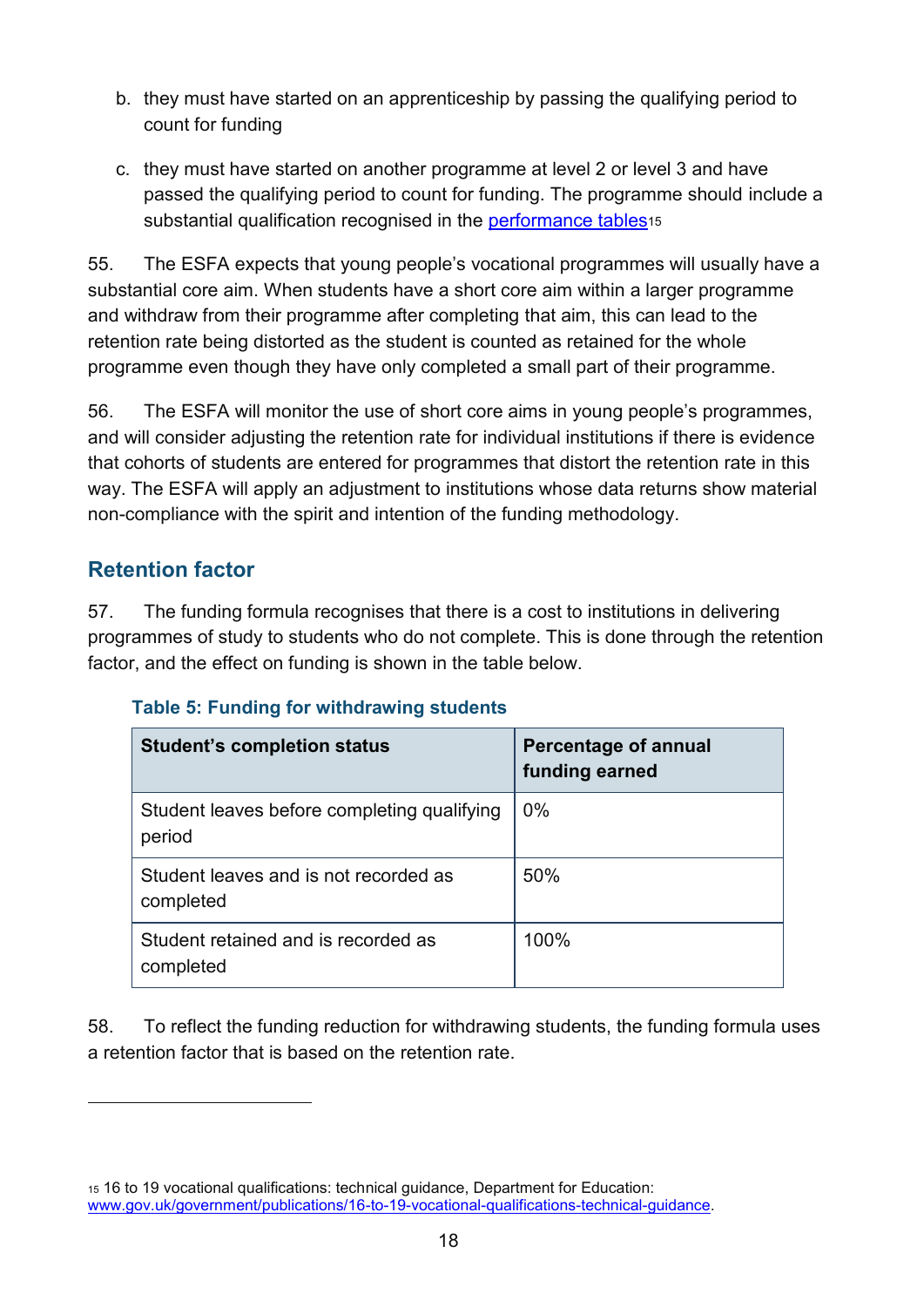b. they must have started on an apprenticeship by passing the qualifying period to count for funding

c. they must have started on another programme at level 2 or level 3 and have passed the qualifying period to count for funding. The programme should include a substantial qualification recognised in the [performance tables](www.gov.uk/government/publications/16-to-19-vocational-qualifications-technical-guidance)[15]

55. The ESFA expects that young people's vocational programmes will usually have a substantial core aim. When students have a short core aim within a larger programme and withdraw from their programme after completing that aim, this can lead to the retention rate being distorted as the student is counted as retained for the whole programme even though they have only completed a small part of their programme.

56. The ESFA will monitor the use of short core aims in young people's programmes, and will consider adjusting the retention rate for individual institutions if there is evidence that cohorts of students are entered for programmes that distort the retention rate in this way. The ESFA will apply an adjustment to institutions whose data returns show material non-compliance with the spirit and intention of the funding methodology.

## Retention factor

57. The funding formula recognises that there is a cost to institutions in delivering programmes of study to students who do not complete. This is done through the retention factor, and the effect on funding is shown in the table below.

**Table 5: Funding for withdrawing students**

| Student's completion status | Percentage of annual funding earned |
|---|---|
| Student leaves before completing qualifying period | 0% |
| Student leaves and is not recorded as completed | 50% |
| Student retained and is recorded as completed | 100% |

58. To reflect the funding reduction for withdrawing students, the funding formula uses a retention factor that is based on the retention rate.

---

[15] 16 to 19 vocational qualifications: technical guidance, Department for Education: www.gov.uk/government/publications/16-to-19-vocational-qualifications-technical-guidance.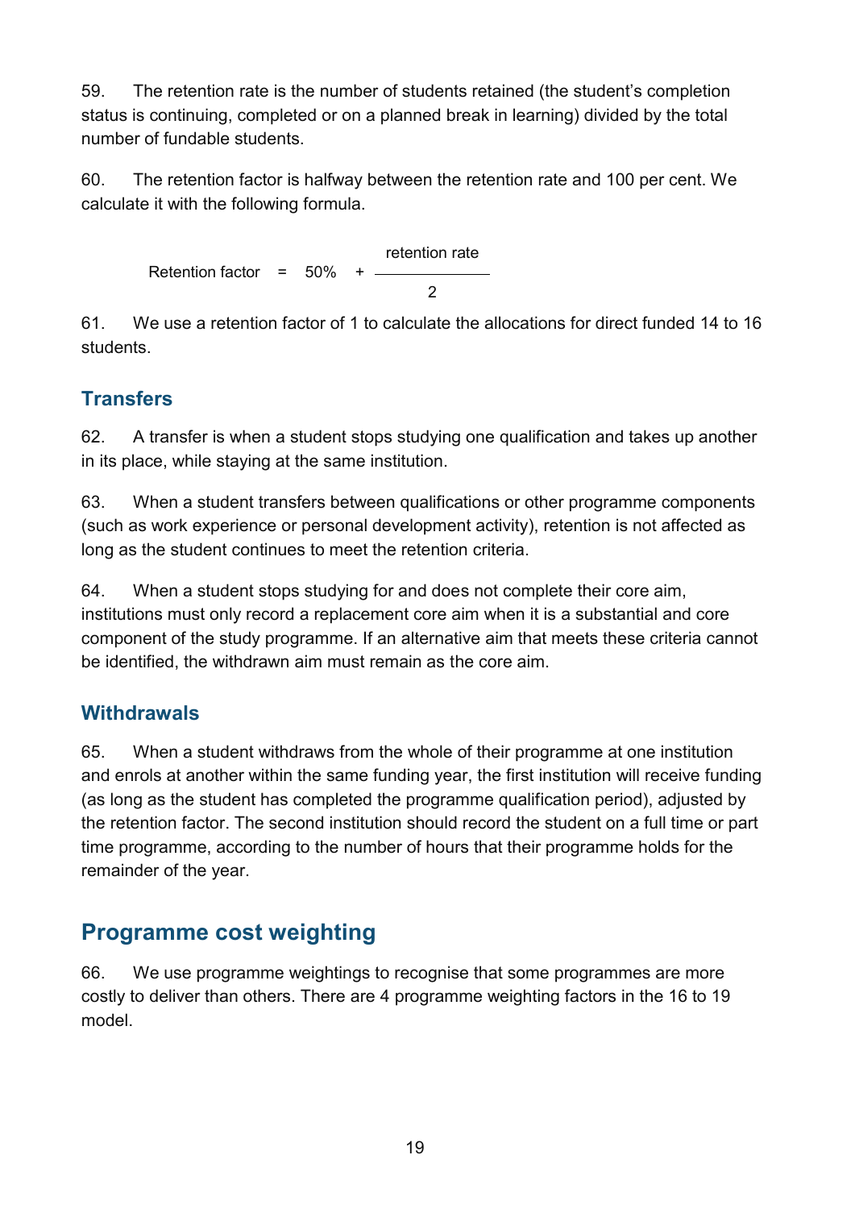59. The retention rate is the number of students retained (the student's completion status is continuing, completed or on a planned break in learning) divided by the total number of fundable students.

60. The retention factor is halfway between the retention rate and 100 per cent. We calculate it with the following formula.

$$\text{Retention factor} = 50\% + \frac{\text{retention rate}}{2}$$

61. We use a retention factor of 1 to calculate the allocations for direct funded 14 to 16 students.

### Transfers

62. A transfer is when a student stops studying one qualification and takes up another in its place, while staying at the same institution.

63. When a student transfers between qualifications or other programme components (such as work experience or personal development activity), retention is not affected as long as the student continues to meet the retention criteria.

64. When a student stops studying for and does not complete their core aim, institutions must only record a replacement core aim when it is a substantial and core component of the study programme. If an alternative aim that meets these criteria cannot be identified, the withdrawn aim must remain as the core aim.

### Withdrawals

65. When a student withdraws from the whole of their programme at one institution and enrols at another within the same funding year, the first institution will receive funding (as long as the student has completed the programme qualification period), adjusted by the retention factor. The second institution should record the student on a full time or part time programme, according to the number of hours that their programme holds for the remainder of the year.

## Programme cost weighting

66. We use programme weightings to recognise that some programmes are more costly to deliver than others. There are 4 programme weighting factors in the 16 to 19 model.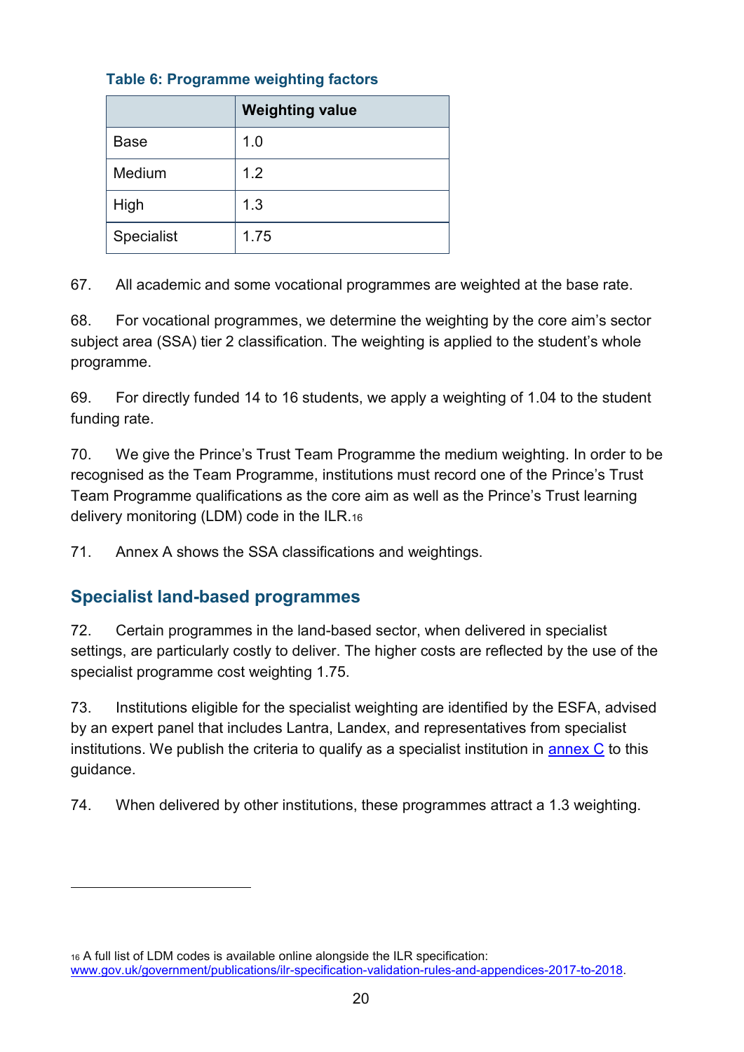**Table 6: Programme weighting factors**

| | Weighting value |
|---|---|
| Base | 1.0 |
| Medium | 1.2 |
| High | 1.3 |
| Specialist | 1.75 |

67. All academic and some vocational programmes are weighted at the base rate.

68. For vocational programmes, we determine the weighting by the core aim's sector subject area (SSA) tier 2 classification. The weighting is applied to the student's whole programme.

69. For directly funded 14 to 16 students, we apply a weighting of 1.04 to the student funding rate.

70. We give the Prince's Trust Team Programme the medium weighting. In order to be recognised as the Team Programme, institutions must record one of the Prince's Trust Team Programme qualifications as the core aim as well as the Prince's Trust learning delivery monitoring (LDM) code in the ILR.[16]

71. Annex A shows the SSA classifications and weightings.

## Specialist land-based programmes

72. Certain programmes in the land-based sector, when delivered in specialist settings, are particularly costly to deliver. The higher costs are reflected by the use of the specialist programme cost weighting 1.75.

73. Institutions eligible for the specialist weighting are identified by the ESFA, advised by an expert panel that includes Lantra, Landex, and representatives from specialist institutions. We publish the criteria to qualify as a specialist institution in annex C to this guidance.

74. When delivered by other institutions, these programmes attract a 1.3 weighting.

---

[16] A full list of LDM codes is available online alongside the ILR specification: www.gov.uk/government/publications/ilr-specification-validation-rules-and-appendices-2017-to-2018.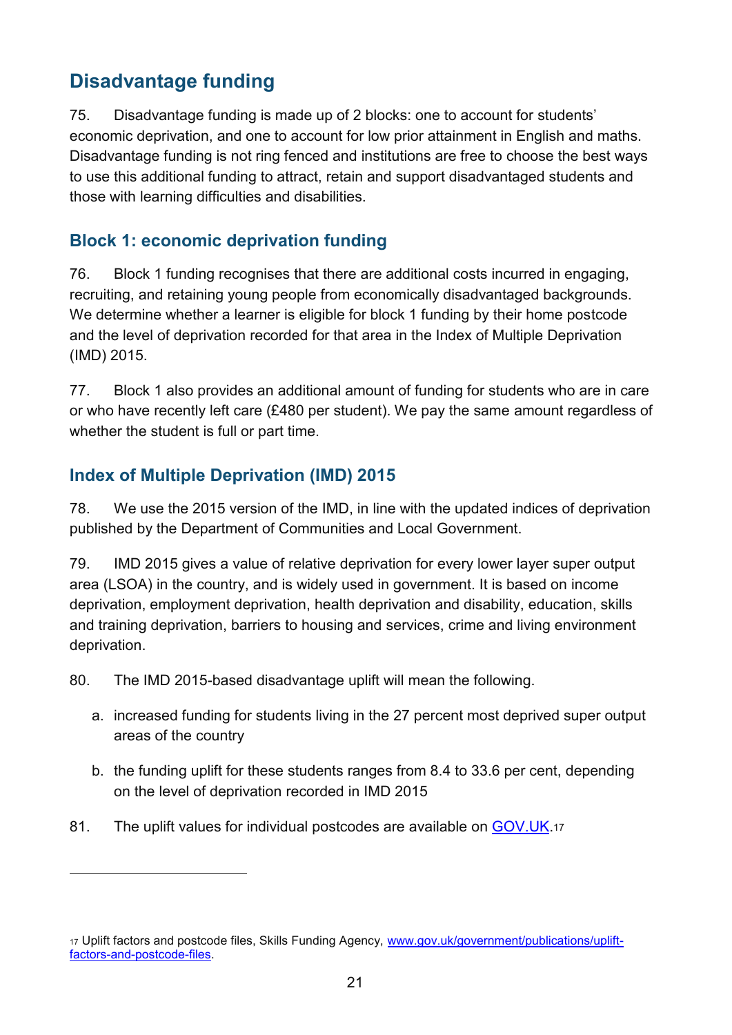## Disadvantage funding

75. Disadvantage funding is made up of 2 blocks: one to account for students' economic deprivation, and one to account for low prior attainment in English and maths. Disadvantage funding is not ring fenced and institutions are free to choose the best ways to use this additional funding to attract, retain and support disadvantaged students and those with learning difficulties and disabilities.

### Block 1: economic deprivation funding

76. Block 1 funding recognises that there are additional costs incurred in engaging, recruiting, and retaining young people from economically disadvantaged backgrounds. We determine whether a learner is eligible for block 1 funding by their home postcode and the level of deprivation recorded for that area in the Index of Multiple Deprivation (IMD) 2015.

77. Block 1 also provides an additional amount of funding for students who are in care or who have recently left care (£480 per student). We pay the same amount regardless of whether the student is full or part time.

### Index of Multiple Deprivation (IMD) 2015

78. We use the 2015 version of the IMD, in line with the updated indices of deprivation published by the Department of Communities and Local Government.

79. IMD 2015 gives a value of relative deprivation for every lower layer super output area (LSOA) in the country, and is widely used in government. It is based on income deprivation, employment deprivation, health deprivation and disability, education, skills and training deprivation, barriers to housing and services, crime and living environment deprivation.

80. The IMD 2015-based disadvantage uplift will mean the following.

a. increased funding for students living in the 27 percent most deprived super output areas of the country

b. the funding uplift for these students ranges from 8.4 to 33.6 per cent, depending on the level of deprivation recorded in IMD 2015

81. The uplift values for individual postcodes are available on [GOV.UK](www.gov.uk/government/publications/uplift-factors-and-postcode-files).[17]

---

[17] Uplift factors and postcode files, Skills Funding Agency, [www.gov.uk/government/publications/uplift-factors-and-postcode-files](www.gov.uk/government/publications/uplift-factors-and-postcode-files).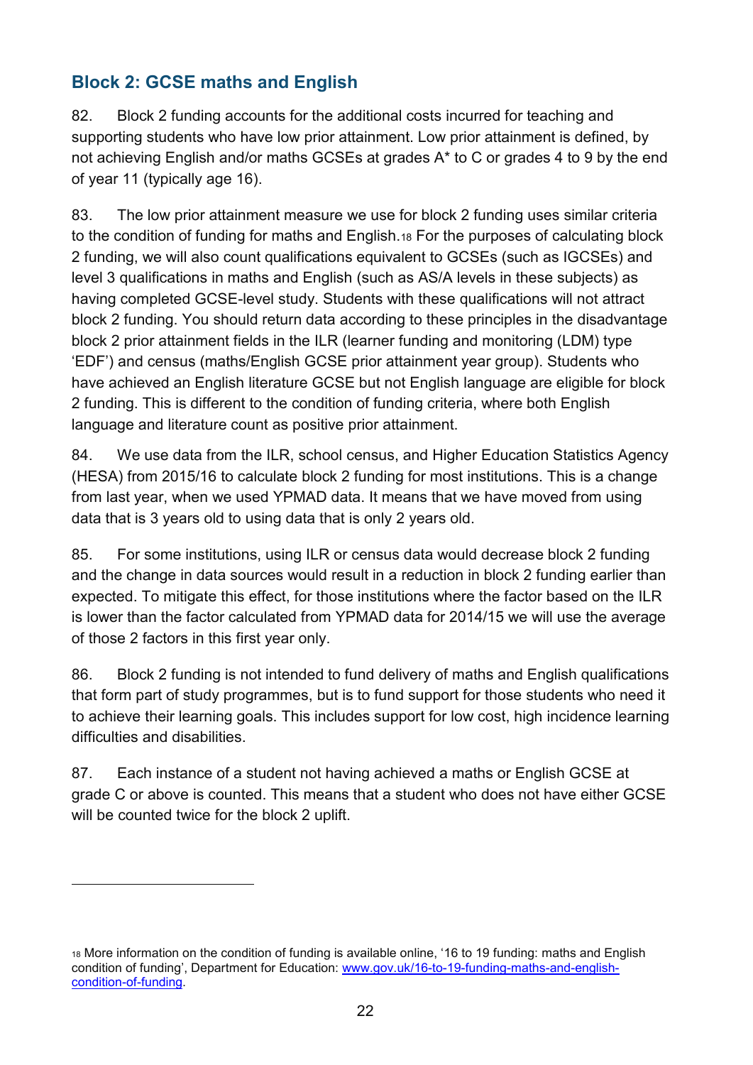## Block 2: GCSE maths and English

82. Block 2 funding accounts for the additional costs incurred for teaching and supporting students who have low prior attainment. Low prior attainment is defined, by not achieving English and/or maths GCSEs at grades A* to C or grades 4 to 9 by the end of year 11 (typically age 16).

83. The low prior attainment measure we use for block 2 funding uses similar criteria to the condition of funding for maths and English.[18] For the purposes of calculating block 2 funding, we will also count qualifications equivalent to GCSEs (such as IGCSEs) and level 3 qualifications in maths and English (such as AS/A levels in these subjects) as having completed GCSE-level study. Students with these qualifications will not attract block 2 funding. You should return data according to these principles in the disadvantage block 2 prior attainment fields in the ILR (learner funding and monitoring (LDM) type 'EDF') and census (maths/English GCSE prior attainment year group). Students who have achieved an English literature GCSE but not English language are eligible for block 2 funding. This is different to the condition of funding criteria, where both English language and literature count as positive prior attainment.

84. We use data from the ILR, school census, and Higher Education Statistics Agency (HESA) from 2015/16 to calculate block 2 funding for most institutions. This is a change from last year, when we used YPMAD data. It means that we have moved from using data that is 3 years old to using data that is only 2 years old.

85. For some institutions, using ILR or census data would decrease block 2 funding and the change in data sources would result in a reduction in block 2 funding earlier than expected. To mitigate this effect, for those institutions where the factor based on the ILR is lower than the factor calculated from YPMAD data for 2014/15 we will use the average of those 2 factors in this first year only.

86. Block 2 funding is not intended to fund delivery of maths and English qualifications that form part of study programmes, but is to fund support for those students who need it to achieve their learning goals. This includes support for low cost, high incidence learning difficulties and disabilities.

87. Each instance of a student not having achieved a maths or English GCSE at grade C or above is counted. This means that a student who does not have either GCSE will be counted twice for the block 2 uplift.

---

[18] More information on the condition of funding is available online, '16 to 19 funding: maths and English condition of funding', Department for Education: [www.gov.uk/16-to-19-funding-maths-and-english-condition-of-funding](www.gov.uk/16-to-19-funding-maths-and-english-condition-of-funding).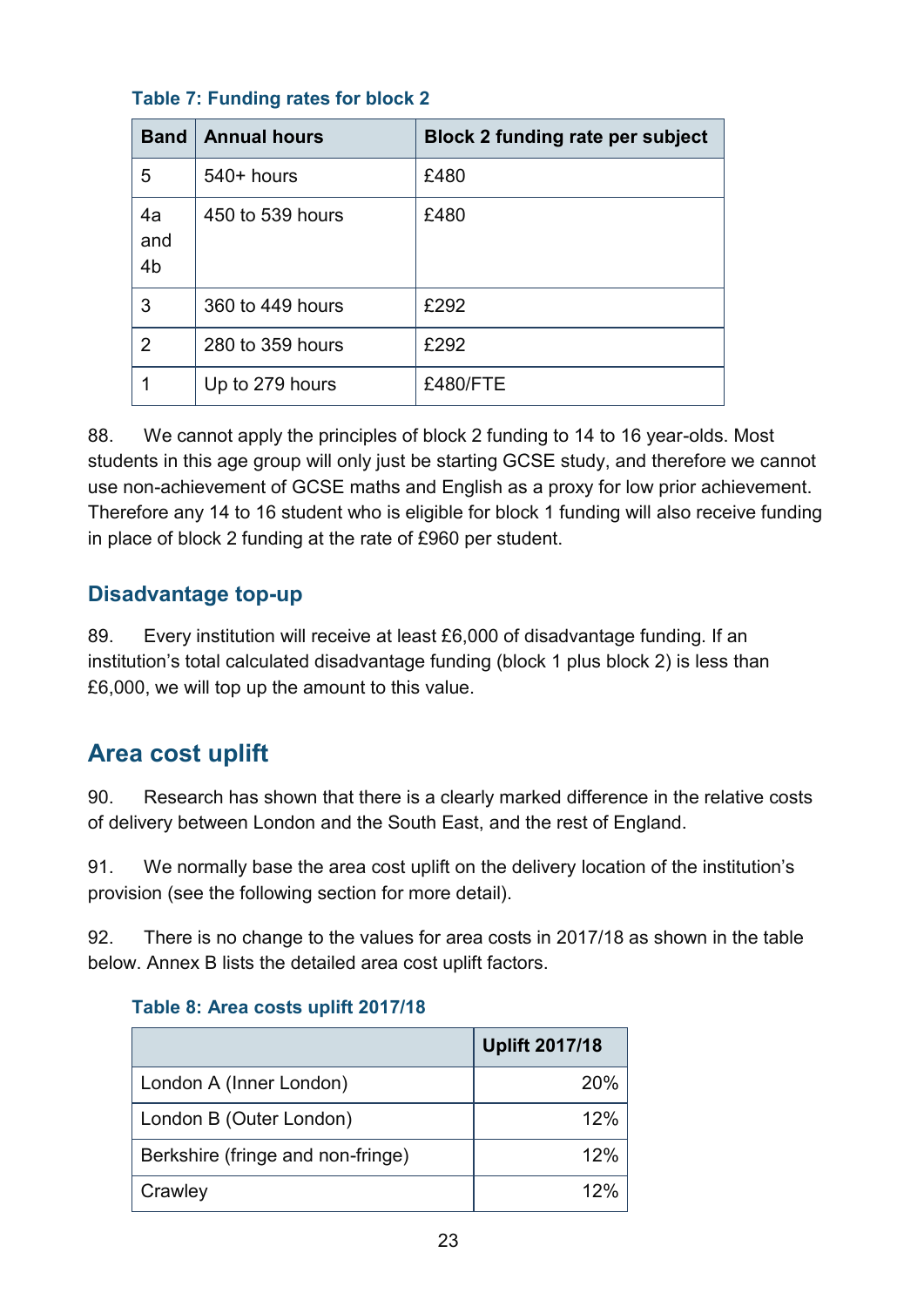**Table 7: Funding rates for block 2**

| Band | Annual hours | Block 2 funding rate per subject |
|---|---|---|
| 5 | 540+ hours | £480 |
| 4a and 4b | 450 to 539 hours | £480 |
| 3 | 360 to 449 hours | £292 |
| 2 | 280 to 359 hours | £292 |
| 1 | Up to 279 hours | £480/FTE |

88. We cannot apply the principles of block 2 funding to 14 to 16 year-olds. Most students in this age group will only just be starting GCSE study, and therefore we cannot use non-achievement of GCSE maths and English as a proxy for low prior achievement. Therefore any 14 to 16 student who is eligible for block 1 funding will also receive funding in place of block 2 funding at the rate of £960 per student.

### Disadvantage top-up

89. Every institution will receive at least £6,000 of disadvantage funding. If an institution's total calculated disadvantage funding (block 1 plus block 2) is less than £6,000, we will top up the amount to this value.

## Area cost uplift

90. Research has shown that there is a clearly marked difference in the relative costs of delivery between London and the South East, and the rest of England.

91. We normally base the area cost uplift on the delivery location of the institution's provision (see the following section for more detail).

92. There is no change to the values for area costs in 2017/18 as shown in the table below. Annex B lists the detailed area cost uplift factors.

**Table 8: Area costs uplift 2017/18**

| | Uplift 2017/18 |
|---|---:|
| London A (Inner London) | 20% |
| London B (Outer London) | 12% |
| Berkshire (fringe and non-fringe) | 12% |
| Crawley | 12% |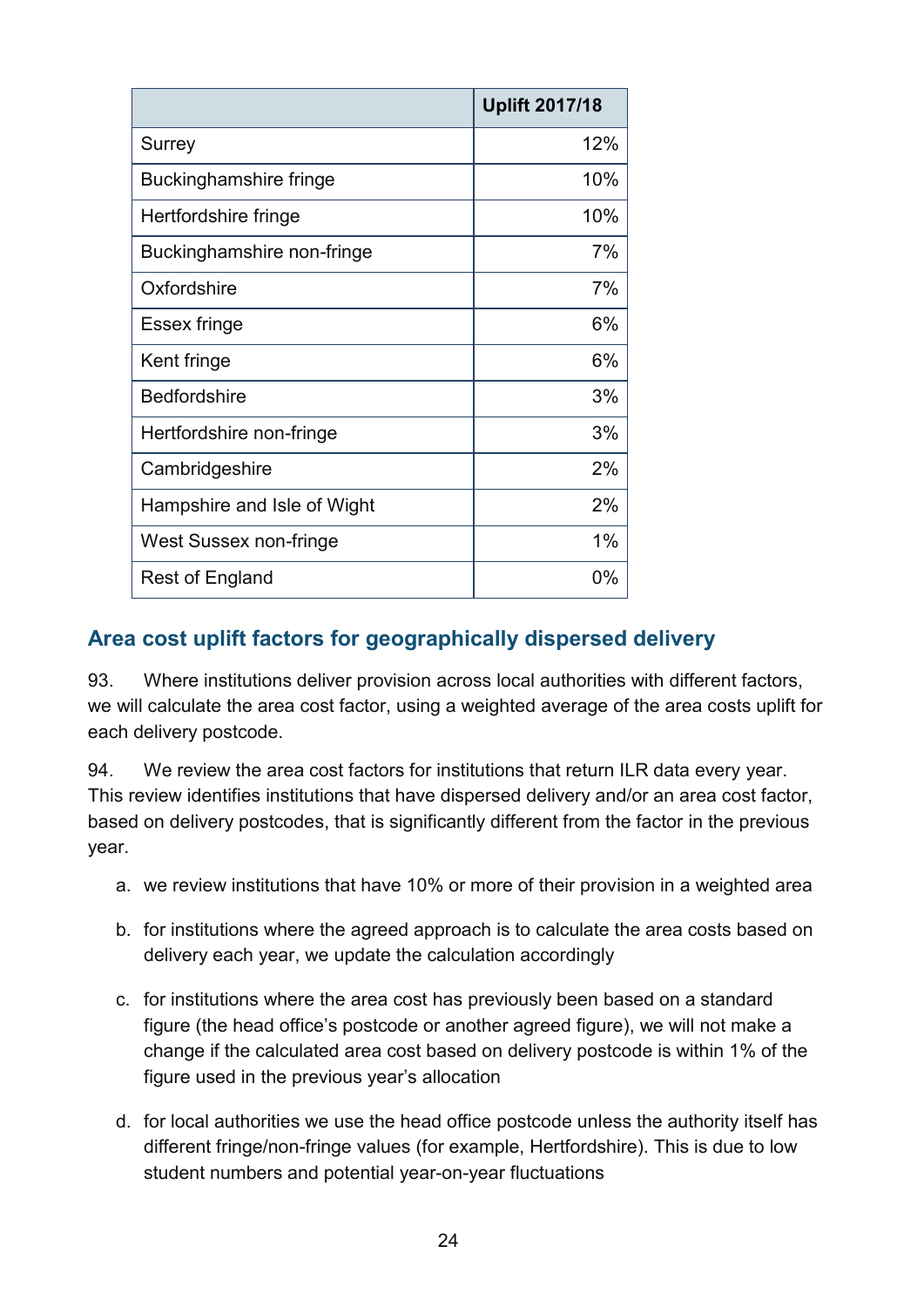| | Uplift 2017/18 |
|---|---|
| Surrey | 12% |
| Buckinghamshire fringe | 10% |
| Hertfordshire fringe | 10% |
| Buckinghamshire non-fringe | 7% |
| Oxfordshire | 7% |
| Essex fringe | 6% |
| Kent fringe | 6% |
| Bedfordshire | 3% |
| Hertfordshire non-fringe | 3% |
| Cambridgeshire | 2% |
| Hampshire and Isle of Wight | 2% |
| West Sussex non-fringe | 1% |
| Rest of England | 0% |

## Area cost uplift factors for geographically dispersed delivery

93. Where institutions deliver provision across local authorities with different factors, we will calculate the area cost factor, using a weighted average of the area costs uplift for each delivery postcode.

94. We review the area cost factors for institutions that return ILR data every year. This review identifies institutions that have dispersed delivery and/or an area cost factor, based on delivery postcodes, that is significantly different from the factor in the previous year.

a. we review institutions that have 10% or more of their provision in a weighted area

b. for institutions where the agreed approach is to calculate the area costs based on delivery each year, we update the calculation accordingly

c. for institutions where the area cost has previously been based on a standard figure (the head office's postcode or another agreed figure), we will not make a change if the calculated area cost based on delivery postcode is within 1% of the figure used in the previous year's allocation

d. for local authorities we use the head office postcode unless the authority itself has different fringe/non-fringe values (for example, Hertfordshire). This is due to low student numbers and potential year-on-year fluctuations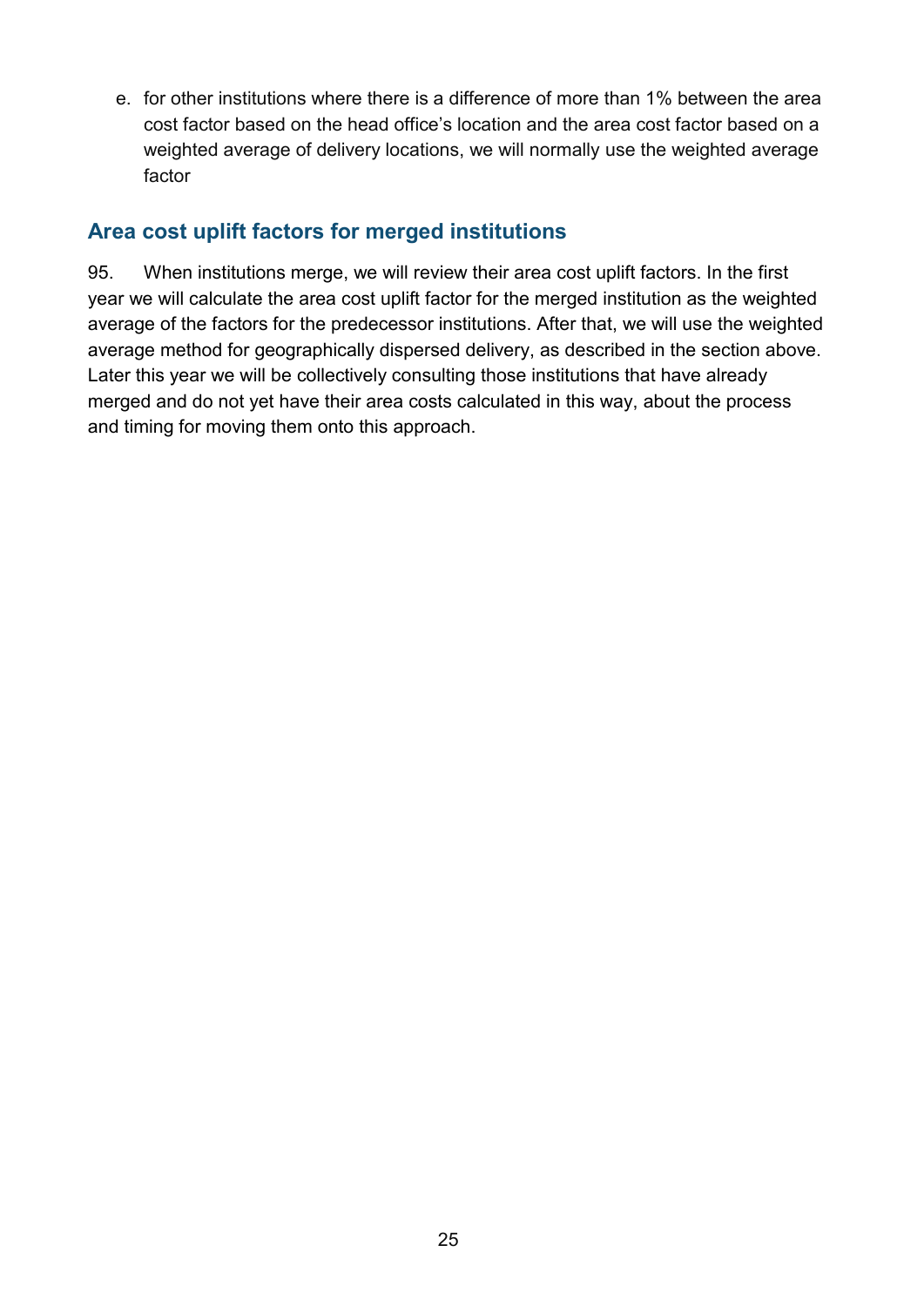e. for other institutions where there is a difference of more than 1% between the area cost factor based on the head office's location and the area cost factor based on a weighted average of delivery locations, we will normally use the weighted average factor

## Area cost uplift factors for merged institutions

95. When institutions merge, we will review their area cost uplift factors. In the first year we will calculate the area cost uplift factor for the merged institution as the weighted average of the factors for the predecessor institutions. After that, we will use the weighted average method for geographically dispersed delivery, as described in the section above. Later this year we will be collectively consulting those institutions that have already merged and do not yet have their area costs calculated in this way, about the process and timing for moving them onto this approach.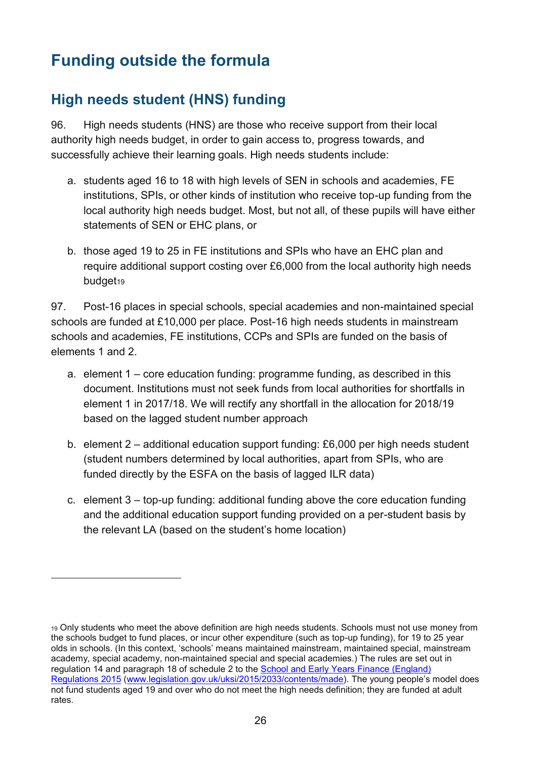# Funding outside the formula

## High needs student (HNS) funding

96. High needs students (HNS) are those who receive support from their local authority high needs budget, in order to gain access to, progress towards, and successfully achieve their learning goals. High needs students include:

a. students aged 16 to 18 with high levels of SEN in schools and academies, FE institutions, SPIs, or other kinds of institution who receive top-up funding from the local authority high needs budget. Most, but not all, of these pupils will have either statements of SEN or EHC plans, or

b. those aged 19 to 25 in FE institutions and SPIs who have an EHC plan and require additional support costing over £6,000 from the local authority high needs budget[19]

97. Post-16 places in special schools, special academies and non-maintained special schools are funded at £10,000 per place. Post-16 high needs students in mainstream schools and academies, FE institutions, CCPs and SPIs are funded on the basis of elements 1 and 2.

a. element 1 – core education funding: programme funding, as described in this document. Institutions must not seek funds from local authorities for shortfalls in element 1 in 2017/18. We will rectify any shortfall in the allocation for 2018/19 based on the lagged student number approach

b. element 2 – additional education support funding: £6,000 per high needs student (student numbers determined by local authorities, apart from SPIs, who are funded directly by the ESFA on the basis of lagged ILR data)

c. element 3 – top-up funding: additional funding above the core education funding and the additional education support funding provided on a per-student basis by the relevant LA (based on the student's home location)

---

[19] Only students who meet the above definition are high needs students. Schools must not use money from the schools budget to fund places, or incur other expenditure (such as top-up funding), for 19 to 25 year olds in schools. (In this context, 'schools' means maintained mainstream, maintained special, mainstream academy, special academy, non-maintained special and special academies.) The rules are set out in regulation 14 and paragraph 18 of schedule 2 to the [School and Early Years Finance (England) Regulations 2015](www.legislation.gov.uk/uksi/2015/2033/contents/made) ([www.legislation.gov.uk/uksi/2015/2033/contents/made](www.legislation.gov.uk/uksi/2015/2033/contents/made)). The young people's model does not fund students aged 19 and over who do not meet the high needs definition; they are funded at adult rates.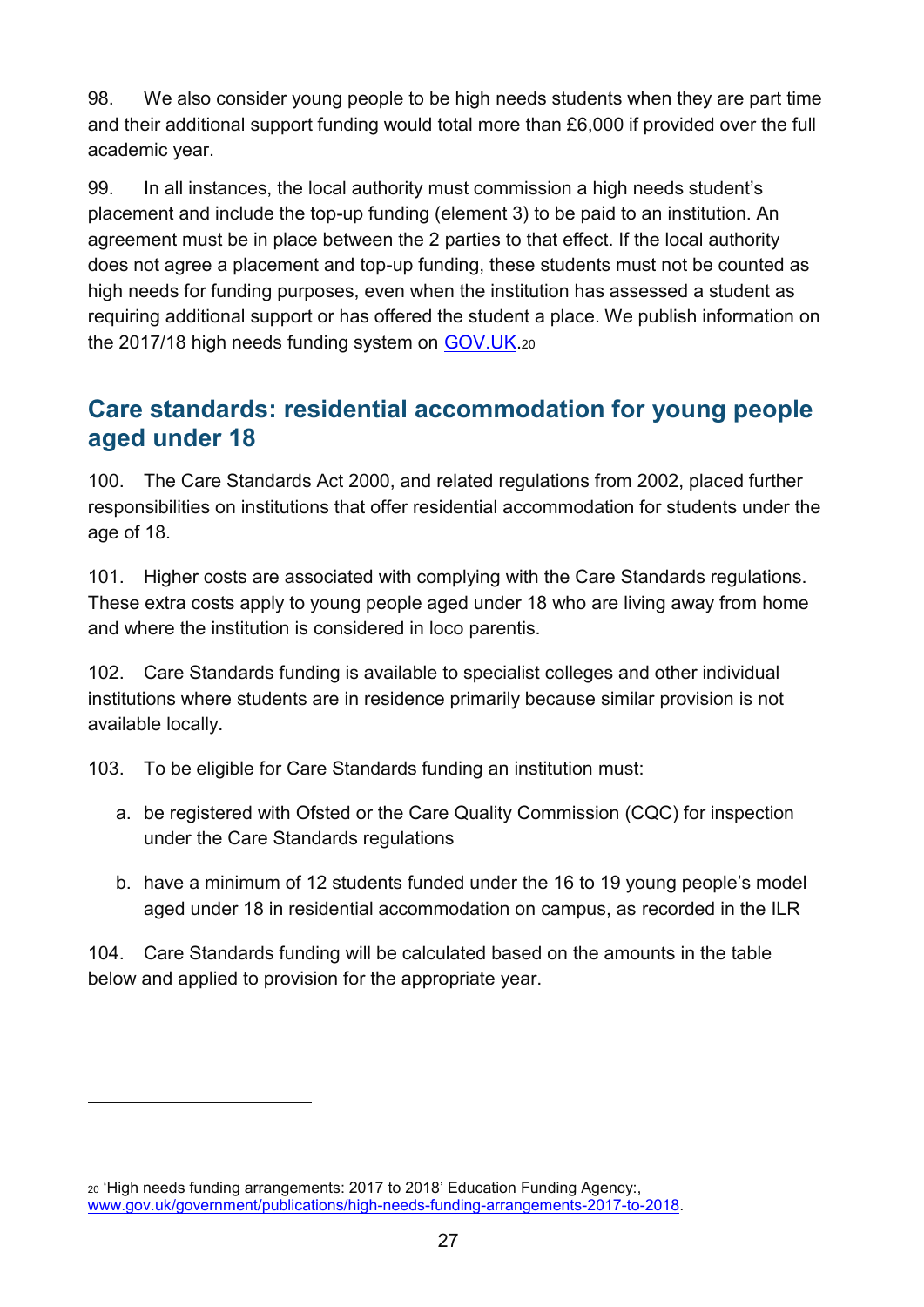98. We also consider young people to be high needs students when they are part time and their additional support funding would total more than £6,000 if provided over the full academic year.

99. In all instances, the local authority must commission a high needs student's placement and include the top-up funding (element 3) to be paid to an institution. An agreement must be in place between the 2 parties to that effect. If the local authority does not agree a placement and top-up funding, these students must not be counted as high needs for funding purposes, even when the institution has assessed a student as requiring additional support or has offered the student a place. We publish information on the 2017/18 high needs funding system on [GOV.UK](www.gov.uk/government/publications/high-needs-funding-arrangements-2017-to-2018).[20]

## Care standards: residential accommodation for young people aged under 18

100. The Care Standards Act 2000, and related regulations from 2002, placed further responsibilities on institutions that offer residential accommodation for students under the age of 18.

101. Higher costs are associated with complying with the Care Standards regulations. These extra costs apply to young people aged under 18 who are living away from home and where the institution is considered in loco parentis.

102. Care Standards funding is available to specialist colleges and other individual institutions where students are in residence primarily because similar provision is not available locally.

103. To be eligible for Care Standards funding an institution must:

a. be registered with Ofsted or the Care Quality Commission (CQC) for inspection under the Care Standards regulations

b. have a minimum of 12 students funded under the 16 to 19 young people's model aged under 18 in residential accommodation on campus, as recorded in the ILR

104. Care Standards funding will be calculated based on the amounts in the table below and applied to provision for the appropriate year.

---

[20] 'High needs funding arrangements: 2017 to 2018' Education Funding Agency:, [www.gov.uk/government/publications/high-needs-funding-arrangements-2017-to-2018](www.gov.uk/government/publications/high-needs-funding-arrangements-2017-to-2018).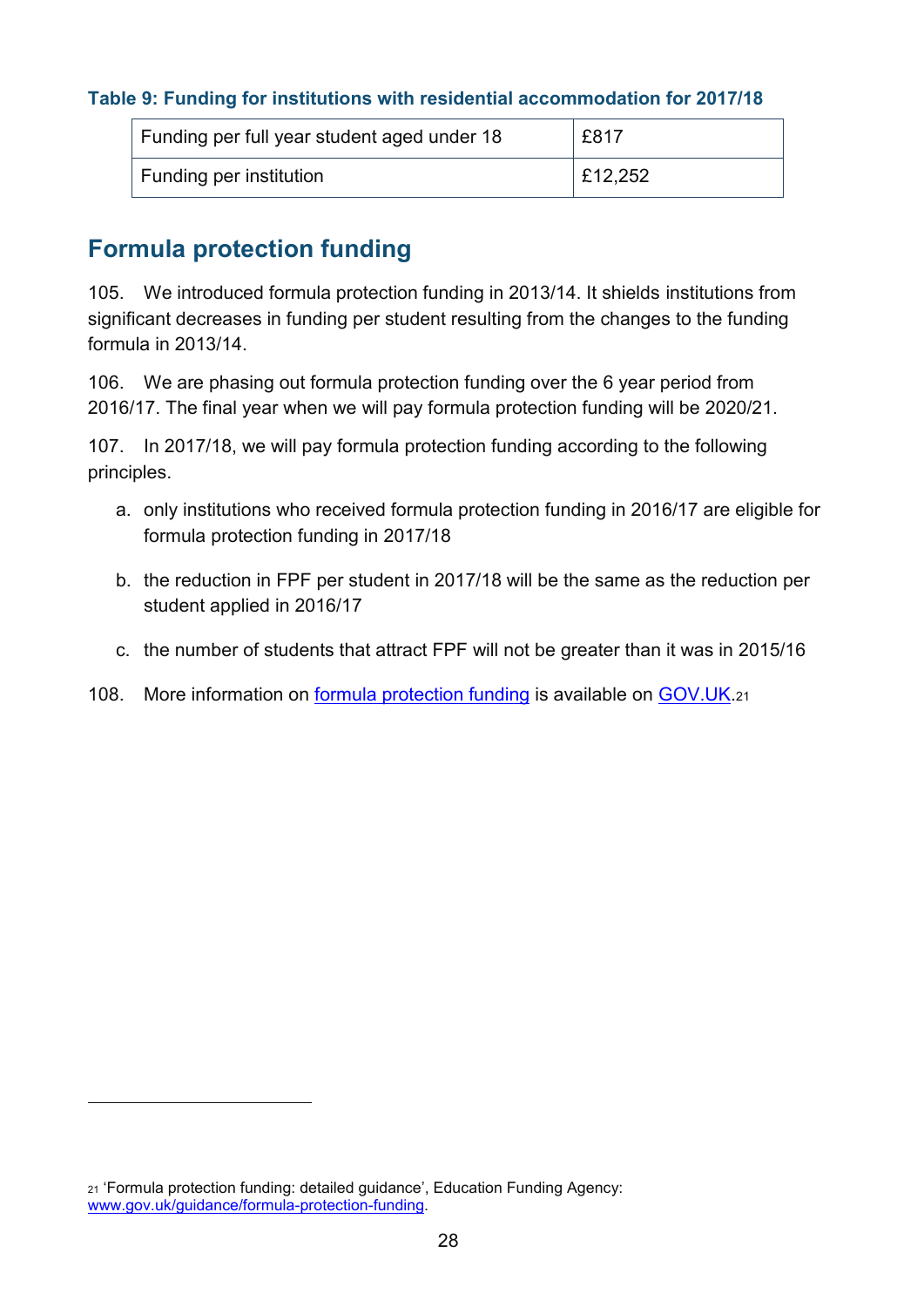**Table 9: Funding for institutions with residential accommodation for 2017/18**

| | |
|---|---|
| Funding per full year student aged under 18 | £817 |
| Funding per institution | £12,252 |

## Formula protection funding

105. We introduced formula protection funding in 2013/14. It shields institutions from significant decreases in funding per student resulting from the changes to the funding formula in 2013/14.

106. We are phasing out formula protection funding over the 6 year period from 2016/17. The final year when we will pay formula protection funding will be 2020/21.

107. In 2017/18, we will pay formula protection funding according to the following principles.

a. only institutions who received formula protection funding in 2016/17 are eligible for formula protection funding in 2017/18

b. the reduction in FPF per student in 2017/18 will be the same as the reduction per student applied in 2016/17

c. the number of students that attract FPF will not be greater than it was in 2015/16

108. More information on formula protection funding is available on GOV.UK.[21]

[21] 'Formula protection funding: detailed guidance', Education Funding Agency: www.gov.uk/guidance/formula-protection-funding.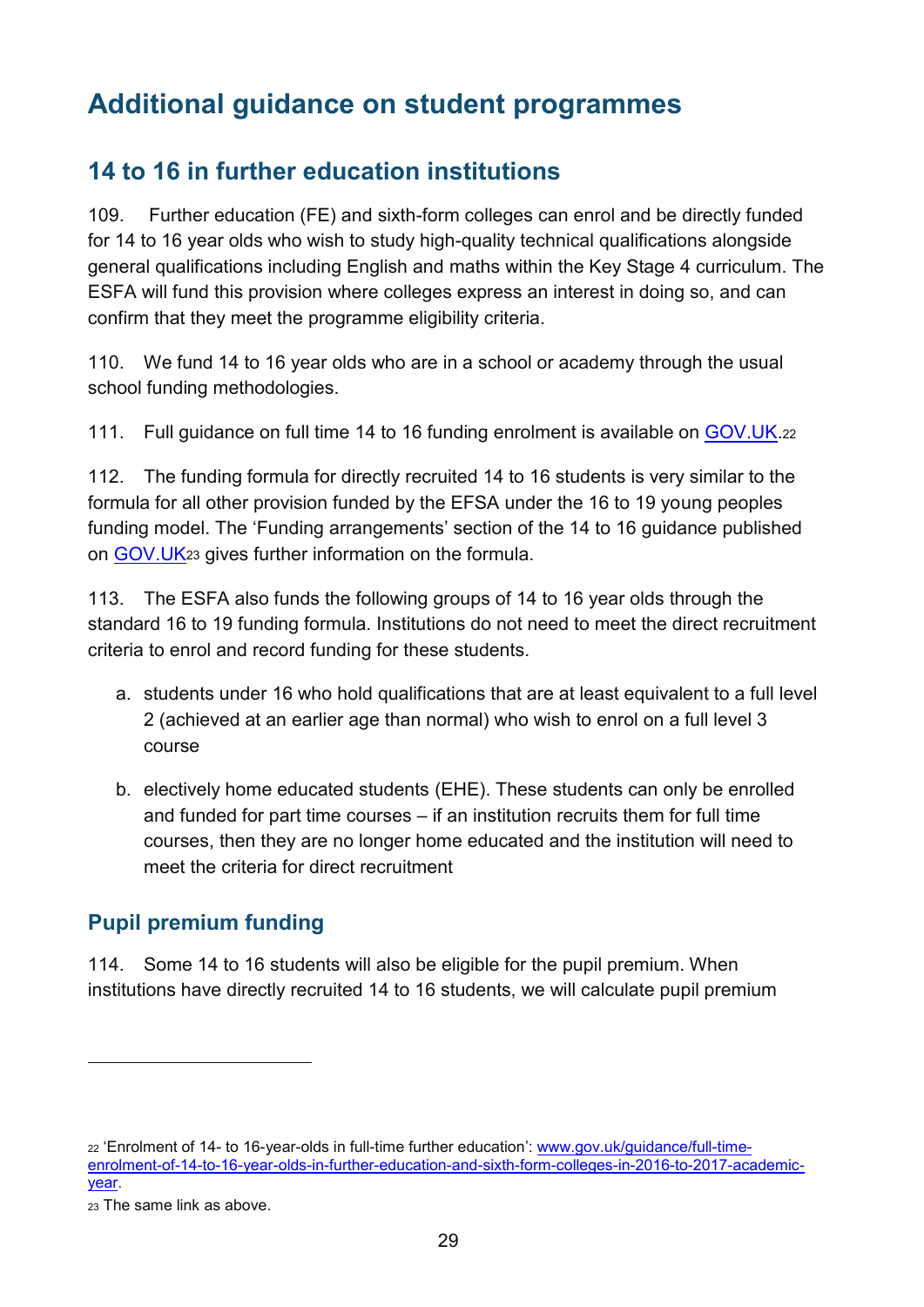# Additional guidance on student programmes

## 14 to 16 in further education institutions

109. Further education (FE) and sixth-form colleges can enrol and be directly funded for 14 to 16 year olds who wish to study high-quality technical qualifications alongside general qualifications including English and maths within the Key Stage 4 curriculum. The ESFA will fund this provision where colleges express an interest in doing so, and can confirm that they meet the programme eligibility criteria.

110. We fund 14 to 16 year olds who are in a school or academy through the usual school funding methodologies.

111. Full guidance on full time 14 to 16 funding enrolment is available on [GOV.UK](www.gov.uk/guidance/full-time-enrolment-of-14-to-16-year-olds-in-further-education-and-sixth-form-colleges-in-2016-to-2017-academic-year).[22]

112. The funding formula for directly recruited 14 to 16 students is very similar to the formula for all other provision funded by the EFSA under the 16 to 19 young peoples funding model. The 'Funding arrangements' section of the 14 to 16 guidance published on [GOV.UK](www.gov.uk/guidance/full-time-enrolment-of-14-to-16-year-olds-in-further-education-and-sixth-form-colleges-in-2016-to-2017-academic-year)[23] gives further information on the formula.

113. The ESFA also funds the following groups of 14 to 16 year olds through the standard 16 to 19 funding formula. Institutions do not need to meet the direct recruitment criteria to enrol and record funding for these students.

a. students under 16 who hold qualifications that are at least equivalent to a full level 2 (achieved at an earlier age than normal) who wish to enrol on a full level 3 course

b. electively home educated students (EHE). These students can only be enrolled and funded for part time courses – if an institution recruits them for full time courses, then they are no longer home educated and the institution will need to meet the criteria for direct recruitment

### Pupil premium funding

114. Some 14 to 16 students will also be eligible for the pupil premium. When institutions have directly recruited 14 to 16 students, we will calculate pupil premium

---

[22] 'Enrolment of 14- to 16-year-olds in full-time further education': [www.gov.uk/guidance/full-time-enrolment-of-14-to-16-year-olds-in-further-education-and-sixth-form-colleges-in-2016-to-2017-academic-year](www.gov.uk/guidance/full-time-enrolment-of-14-to-16-year-olds-in-further-education-and-sixth-form-colleges-in-2016-to-2017-academic-year).

[23] The same link as above.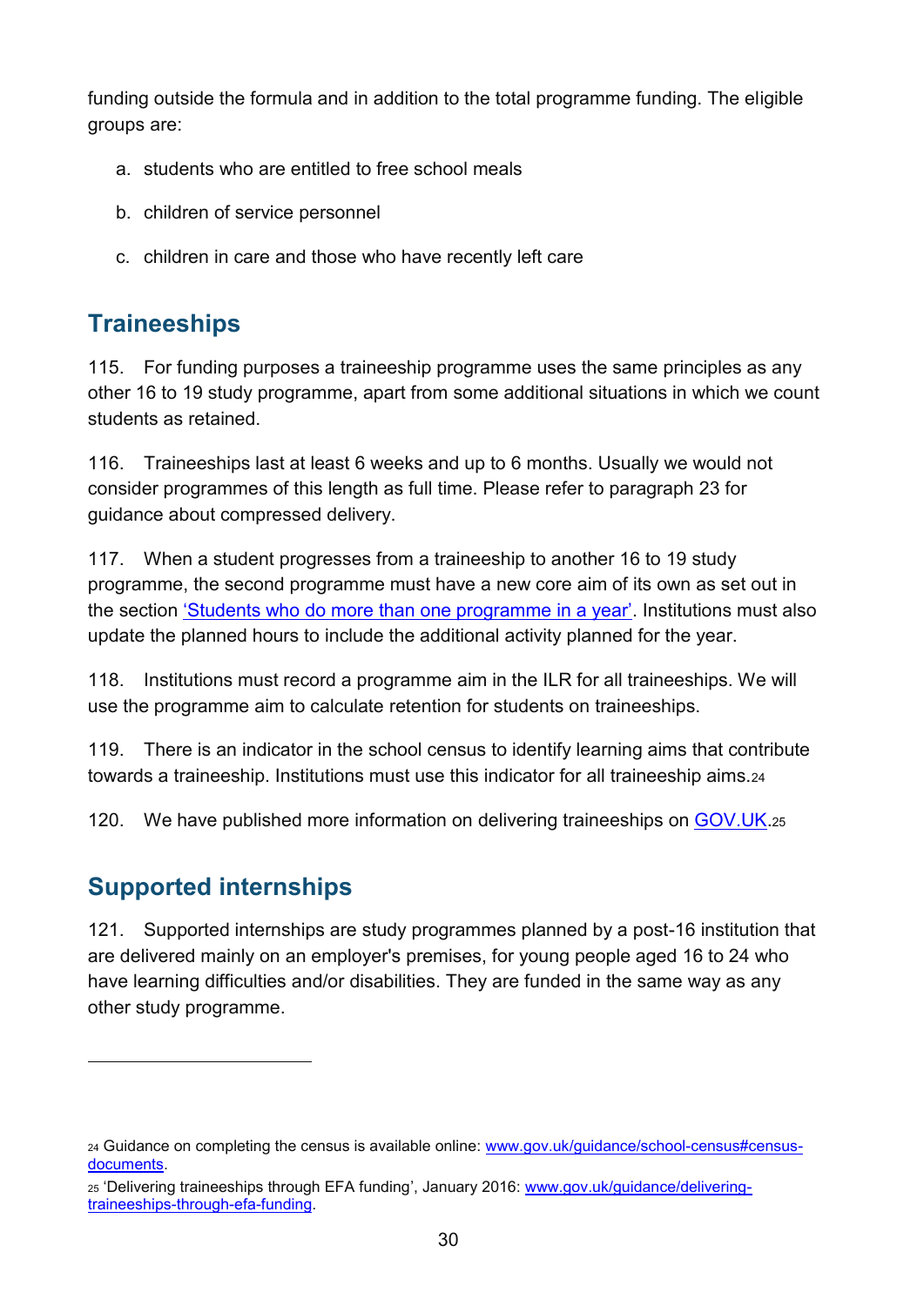funding outside the formula and in addition to the total programme funding. The eligible groups are:

a. students who are entitled to free school meals

b. children of service personnel

c. children in care and those who have recently left care

## Traineeships

115. For funding purposes a traineeship programme uses the same principles as any other 16 to 19 study programme, apart from some additional situations in which we count students as retained.

116. Traineeships last at least 6 weeks and up to 6 months. Usually we would not consider programmes of this length as full time. Please refer to paragraph 23 for guidance about compressed delivery.

117. When a student progresses from a traineeship to another 16 to 19 study programme, the second programme must have a new core aim of its own as set out in the section 'Students who do more than one programme in a year'. Institutions must also update the planned hours to include the additional activity planned for the year.

118. Institutions must record a programme aim in the ILR for all traineeships. We will use the programme aim to calculate retention for students on traineeships.

119. There is an indicator in the school census to identify learning aims that contribute towards a traineeship. Institutions must use this indicator for all traineeship aims.[24]

120. We have published more information on delivering traineeships on GOV.UK.[25]

## Supported internships

121. Supported internships are study programmes planned by a post-16 institution that are delivered mainly on an employer's premises, for young people aged 16 to 24 who have learning difficulties and/or disabilities. They are funded in the same way as any other study programme.

---

[24] Guidance on completing the census is available online: www.gov.uk/guidance/school-census#census-documents.

[25] 'Delivering traineeships through EFA funding', January 2016: www.gov.uk/guidance/delivering-traineeships-through-efa-funding.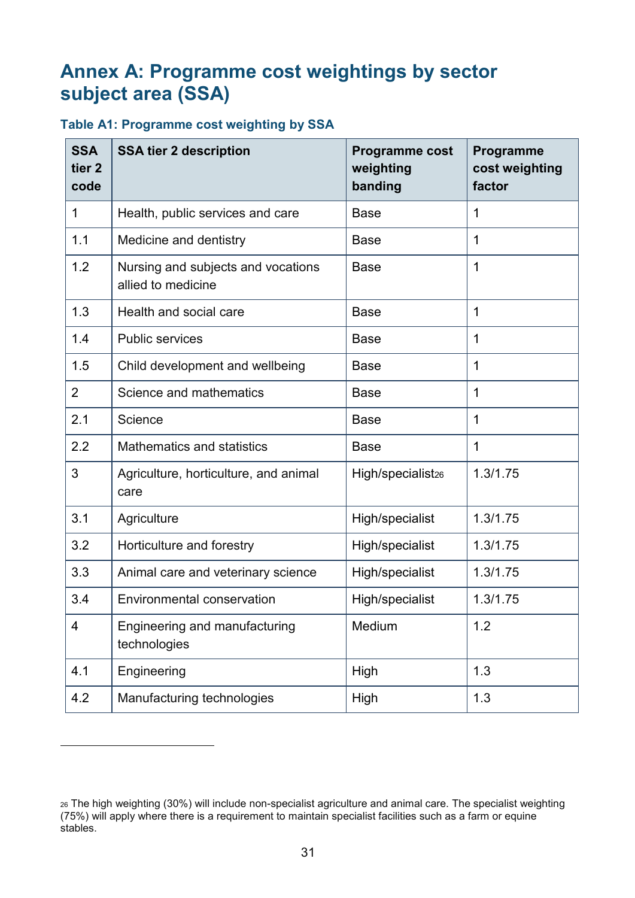# Annex A: Programme cost weightings by sector subject area (SSA)

### Table A1: Programme cost weighting by SSA

| SSA tier 2 code | SSA tier 2 description | Programme cost weighting banding | Programme cost weighting factor |
|---|---|---|---|
| 1 | Health, public services and care | Base | 1 |
| 1.1 | Medicine and dentistry | Base | 1 |
| 1.2 | Nursing and subjects and vocations allied to medicine | Base | 1 |
| 1.3 | Health and social care | Base | 1 |
| 1.4 | Public services | Base | 1 |
| 1.5 | Child development and wellbeing | Base | 1 |
| 2 | Science and mathematics | Base | 1 |
| 2.1 | Science | Base | 1 |
| 2.2 | Mathematics and statistics | Base | 1 |
| 3 | Agriculture, horticulture, and animal care | High/specialist[26] | 1.3/1.75 |
| 3.1 | Agriculture | High/specialist | 1.3/1.75 |
| 3.2 | Horticulture and forestry | High/specialist | 1.3/1.75 |
| 3.3 | Animal care and veterinary science | High/specialist | 1.3/1.75 |
| 3.4 | Environmental conservation | High/specialist | 1.3/1.75 |
| 4 | Engineering and manufacturing technologies | Medium | 1.2 |
| 4.1 | Engineering | High | 1.3 |
| 4.2 | Manufacturing technologies | High | 1.3 |

[26] The high weighting (30%) will include non-specialist agriculture and animal care. The specialist weighting (75%) will apply where there is a requirement to maintain specialist facilities such as a farm or equine stables.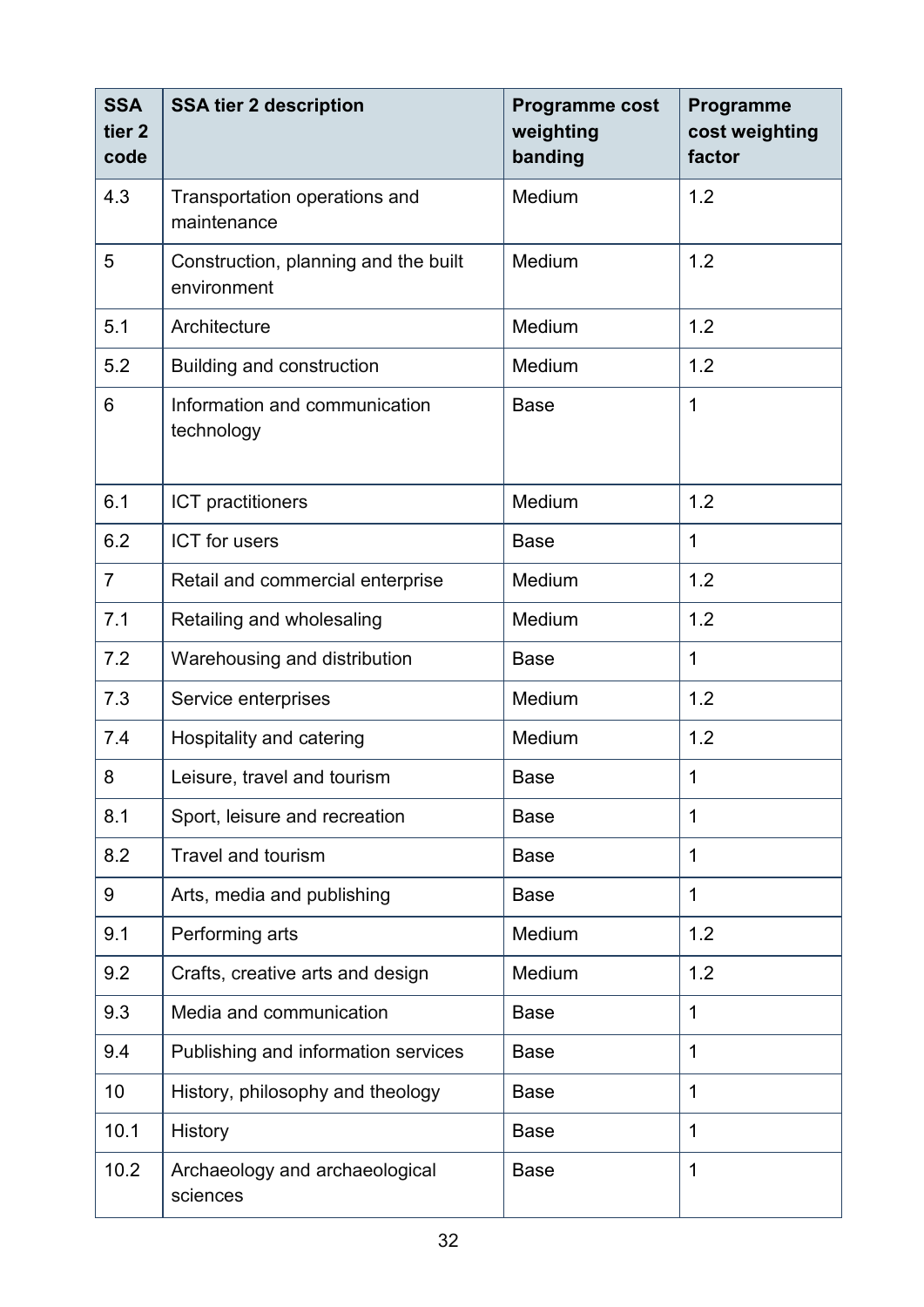| SSA tier 2 code | SSA tier 2 description | Programme cost weighting banding | Programme cost weighting factor |
|---|---|---|---|
| 4.3 | Transportation operations and maintenance | Medium | 1.2 |
| 5 | Construction, planning and the built environment | Medium | 1.2 |
| 5.1 | Architecture | Medium | 1.2 |
| 5.2 | Building and construction | Medium | 1.2 |
| 6 | Information and communication technology | Base | 1 |
| 6.1 | ICT practitioners | Medium | 1.2 |
| 6.2 | ICT for users | Base | 1 |
| 7 | Retail and commercial enterprise | Medium | 1.2 |
| 7.1 | Retailing and wholesaling | Medium | 1.2 |
| 7.2 | Warehousing and distribution | Base | 1 |
| 7.3 | Service enterprises | Medium | 1.2 |
| 7.4 | Hospitality and catering | Medium | 1.2 |
| 8 | Leisure, travel and tourism | Base | 1 |
| 8.1 | Sport, leisure and recreation | Base | 1 |
| 8.2 | Travel and tourism | Base | 1 |
| 9 | Arts, media and publishing | Base | 1 |
| 9.1 | Performing arts | Medium | 1.2 |
| 9.2 | Crafts, creative arts and design | Medium | 1.2 |
| 9.3 | Media and communication | Base | 1 |
| 9.4 | Publishing and information services | Base | 1 |
| 10 | History, philosophy and theology | Base | 1 |
| 10.1 | History | Base | 1 |
| 10.2 | Archaeology and archaeological sciences | Base | 1 |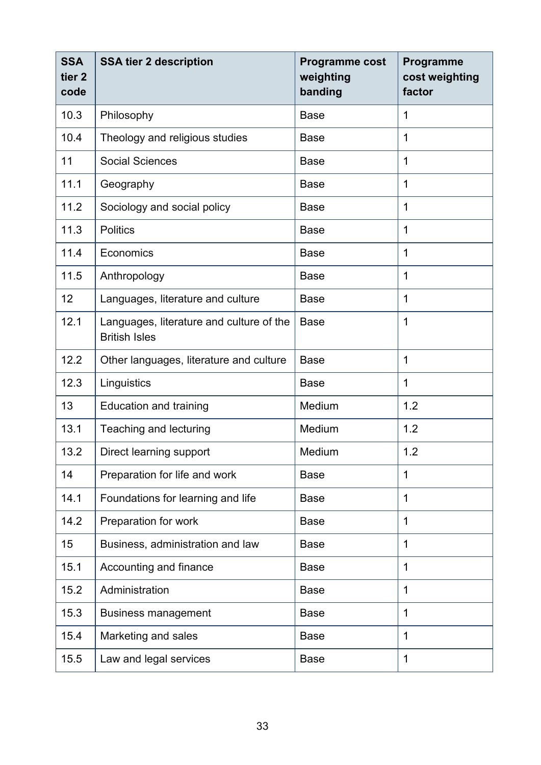| SSA tier 2 code | SSA tier 2 description | Programme cost weighting banding | Programme cost weighting factor |
|---|---|---|---|
| 10.3 | Philosophy | Base | 1 |
| 10.4 | Theology and religious studies | Base | 1 |
| 11 | Social Sciences | Base | 1 |
| 11.1 | Geography | Base | 1 |
| 11.2 | Sociology and social policy | Base | 1 |
| 11.3 | Politics | Base | 1 |
| 11.4 | Economics | Base | 1 |
| 11.5 | Anthropology | Base | 1 |
| 12 | Languages, literature and culture | Base | 1 |
| 12.1 | Languages, literature and culture of the British Isles | Base | 1 |
| 12.2 | Other languages, literature and culture | Base | 1 |
| 12.3 | Linguistics | Base | 1 |
| 13 | Education and training | Medium | 1.2 |
| 13.1 | Teaching and lecturing | Medium | 1.2 |
| 13.2 | Direct learning support | Medium | 1.2 |
| 14 | Preparation for life and work | Base | 1 |
| 14.1 | Foundations for learning and life | Base | 1 |
| 14.2 | Preparation for work | Base | 1 |
| 15 | Business, administration and law | Base | 1 |
| 15.1 | Accounting and finance | Base | 1 |
| 15.2 | Administration | Base | 1 |
| 15.3 | Business management | Base | 1 |
| 15.4 | Marketing and sales | Base | 1 |
| 15.5 | Law and legal services | Base | 1 |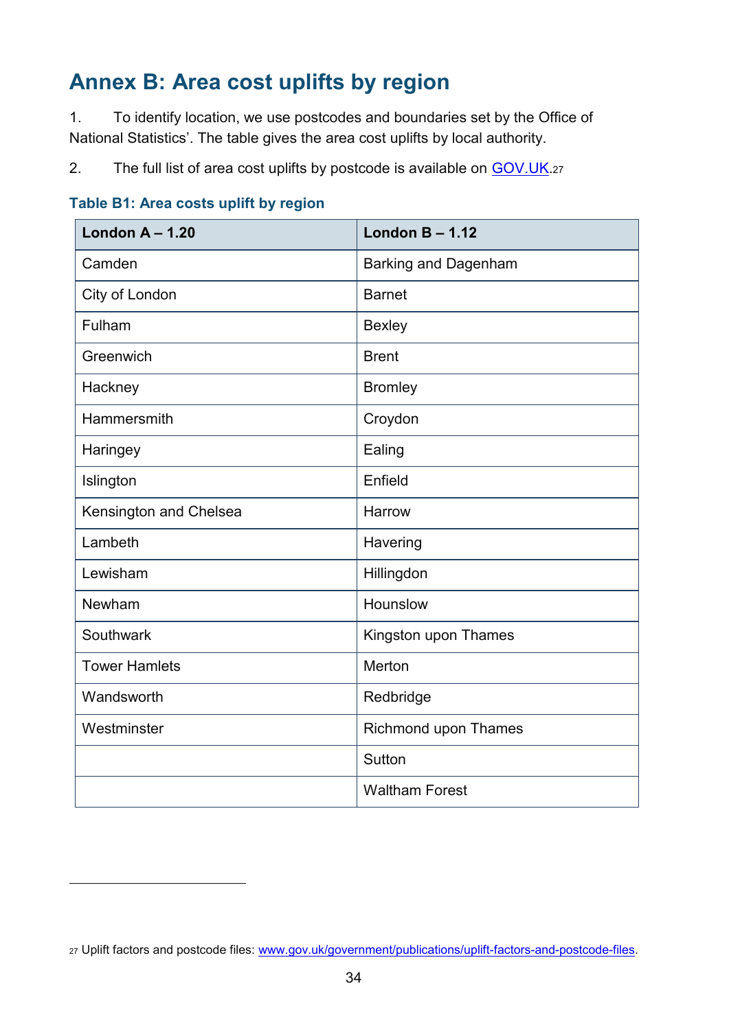## Annex B: Area cost uplifts by region

1. To identify location, we use postcodes and boundaries set by the Office of National Statistics'. The table gives the area cost uplifts by local authority.

2. The full list of area cost uplifts by postcode is available on GOV.UK.[27]

**Table B1: Area costs uplift by region**

| London A – 1.20 | London B – 1.12 |
|---|---|
| Camden | Barking and Dagenham |
| City of London | Barnet |
| Fulham | Bexley |
| Greenwich | Brent |
| Hackney | Bromley |
| Hammersmith | Croydon |
| Haringey | Ealing |
| Islington | Enfield |
| Kensington and Chelsea | Harrow |
| Lambeth | Havering |
| Lewisham | Hillingdon |
| Newham | Hounslow |
| Southwark | Kingston upon Thames |
| Tower Hamlets | Merton |
| Wandsworth | Redbridge |
| Westminster | Richmond upon Thames |
| | Sutton |
| | Waltham Forest |

[27] Uplift factors and postcode files: www.gov.uk/government/publications/uplift-factors-and-postcode-files.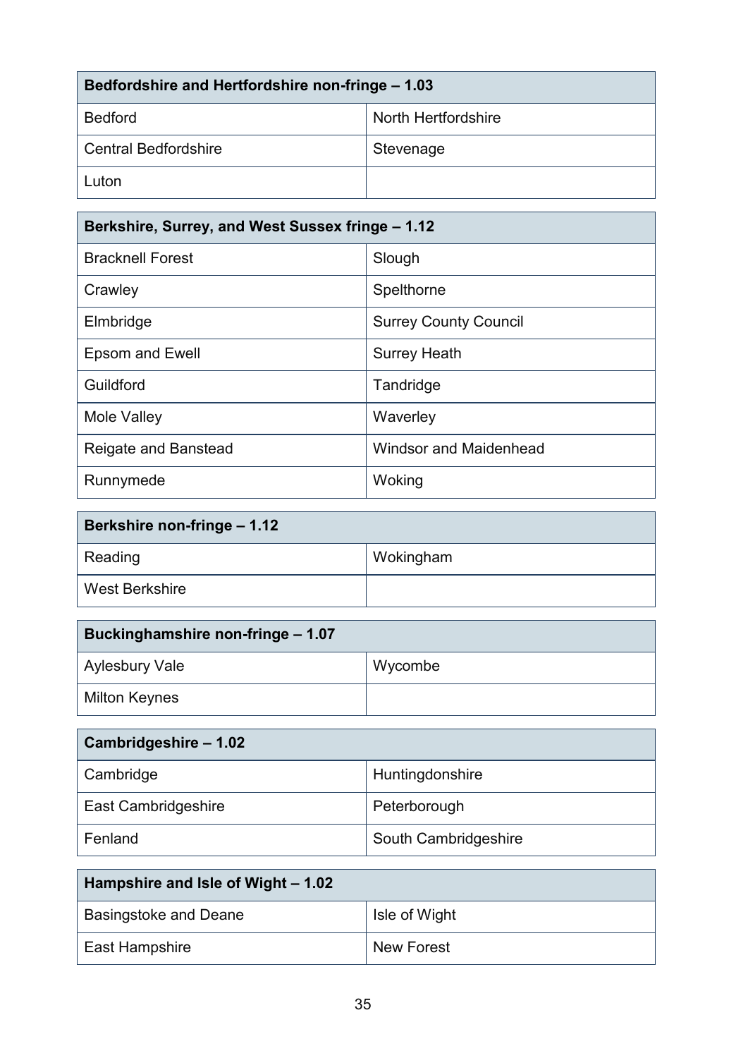| Bedfordshire and Hertfordshire non-fringe – 1.03 | |
|---|---|
| Bedford | North Hertfordshire |
| Central Bedfordshire | Stevenage |
| Luton | |

| Berkshire, Surrey, and West Sussex fringe – 1.12 | |
|---|---|
| Bracknell Forest | Slough |
| Crawley | Spelthorne |
| Elmbridge | Surrey County Council |
| Epsom and Ewell | Surrey Heath |
| Guildford | Tandridge |
| Mole Valley | Waverley |
| Reigate and Banstead | Windsor and Maidenhead |
| Runnymede | Woking |

| Berkshire non-fringe – 1.12 | |
|---|---|
| Reading | Wokingham |
| West Berkshire | |

| Buckinghamshire non-fringe – 1.07 | |
|---|---|
| Aylesbury Vale | Wycombe |
| Milton Keynes | |

| Cambridgeshire – 1.02 | |
|---|---|
| Cambridge | Huntingdonshire |
| East Cambridgeshire | Peterborough |
| Fenland | South Cambridgeshire |

| Hampshire and Isle of Wight – 1.02 | |
|---|---|
| Basingstoke and Deane | Isle of Wight |
| East Hampshire | New Forest |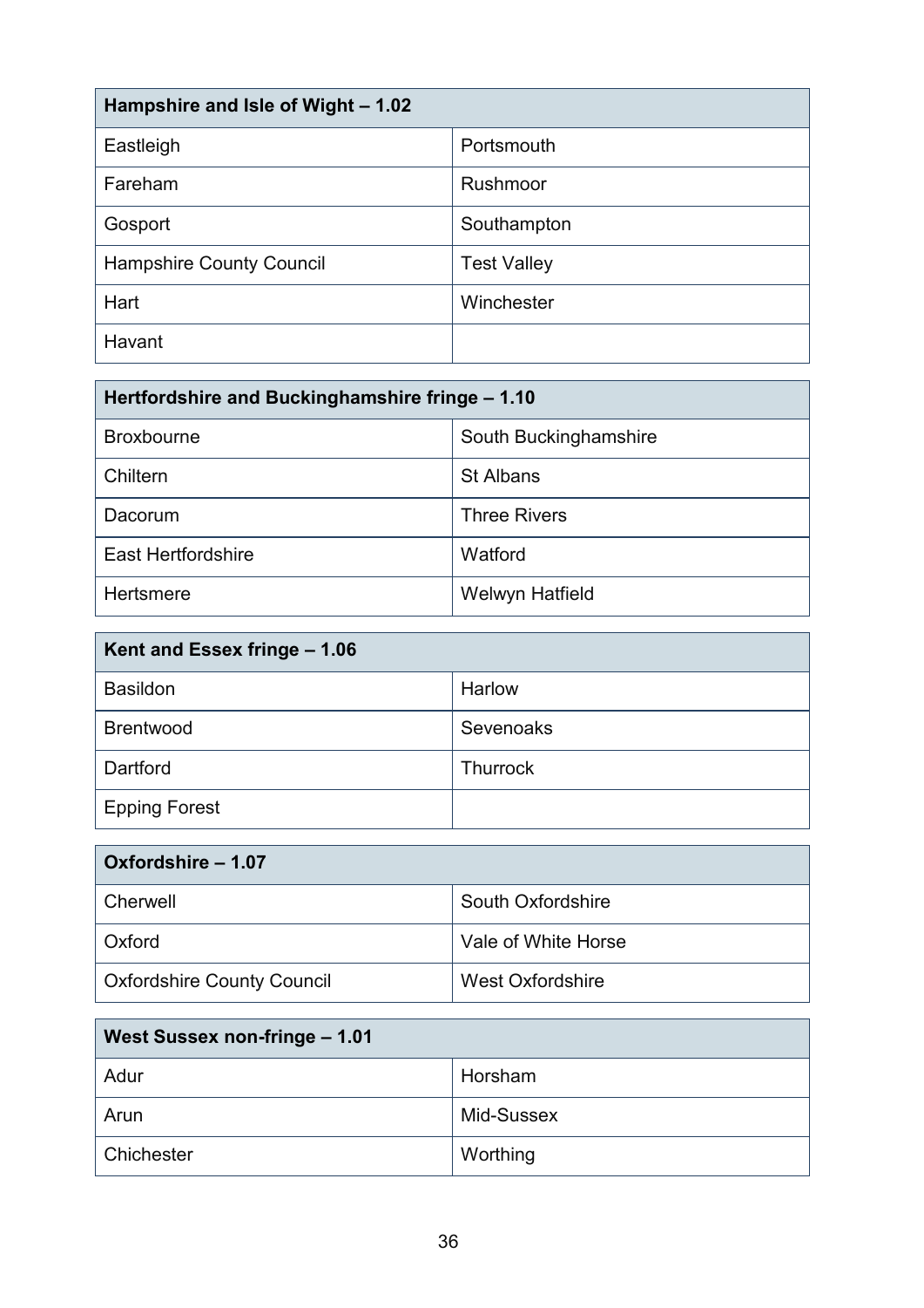| Hampshire and Isle of Wight – 1.02 | |
|---|---|
| Eastleigh | Portsmouth |
| Fareham | Rushmoor |
| Gosport | Southampton |
| Hampshire County Council | Test Valley |
| Hart | Winchester |
| Havant | |

| Hertfordshire and Buckinghamshire fringe – 1.10 | |
|---|---|
| Broxbourne | South Buckinghamshire |
| Chiltern | St Albans |
| Dacorum | Three Rivers |
| East Hertfordshire | Watford |
| Hertsmere | Welwyn Hatfield |

| Kent and Essex fringe – 1.06 | |
|---|---|
| Basildon | Harlow |
| Brentwood | Sevenoaks |
| Dartford | Thurrock |
| Epping Forest | |

| Oxfordshire – 1.07 | |
|---|---|
| Cherwell | South Oxfordshire |
| Oxford | Vale of White Horse |
| Oxfordshire County Council | West Oxfordshire |

| West Sussex non-fringe – 1.01 | |
|---|---|
| Adur | Horsham |
| Arun | Mid-Sussex |
| Chichester | Worthing |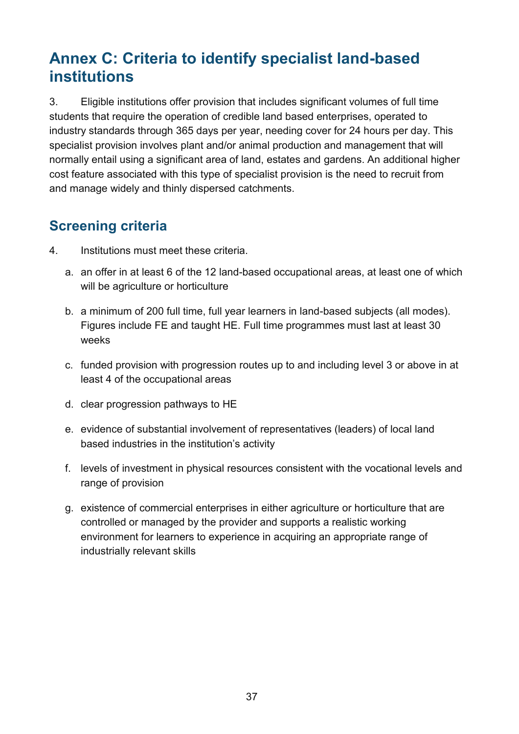# Annex C: Criteria to identify specialist land-based institutions

3. Eligible institutions offer provision that includes significant volumes of full time students that require the operation of credible land based enterprises, operated to industry standards through 365 days per year, needing cover for 24 hours per day. This specialist provision involves plant and/or animal production and management that will normally entail using a significant area of land, estates and gardens. An additional higher cost feature associated with this type of specialist provision is the need to recruit from and manage widely and thinly dispersed catchments.

## Screening criteria

4. Institutions must meet these criteria.

   a. an offer in at least 6 of the 12 land-based occupational areas, at least one of which will be agriculture or horticulture

   b. a minimum of 200 full time, full year learners in land-based subjects (all modes). Figures include FE and taught HE. Full time programmes must last at least 30 weeks

   c. funded provision with progression routes up to and including level 3 or above in at least 4 of the occupational areas

   d. clear progression pathways to HE

   e. evidence of substantial involvement of representatives (leaders) of local land based industries in the institution's activity

   f. levels of investment in physical resources consistent with the vocational levels and range of provision

   g. existence of commercial enterprises in either agriculture or horticulture that are controlled or managed by the provider and supports a realistic working environment for learners to experience in acquiring an appropriate range of industrially relevant skills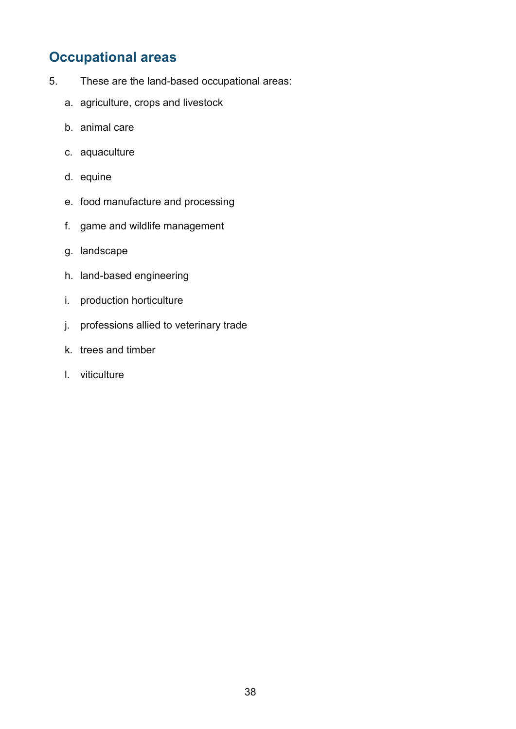## Occupational areas

5. These are the land-based occupational areas:

   a. agriculture, crops and livestock

   b. animal care

   c. aquaculture

   d. equine

   e. food manufacture and processing

   f. game and wildlife management

   g. landscape

   h. land-based engineering

   i. production horticulture

   j. professions allied to veterinary trade

   k. trees and timber

   l. viticulture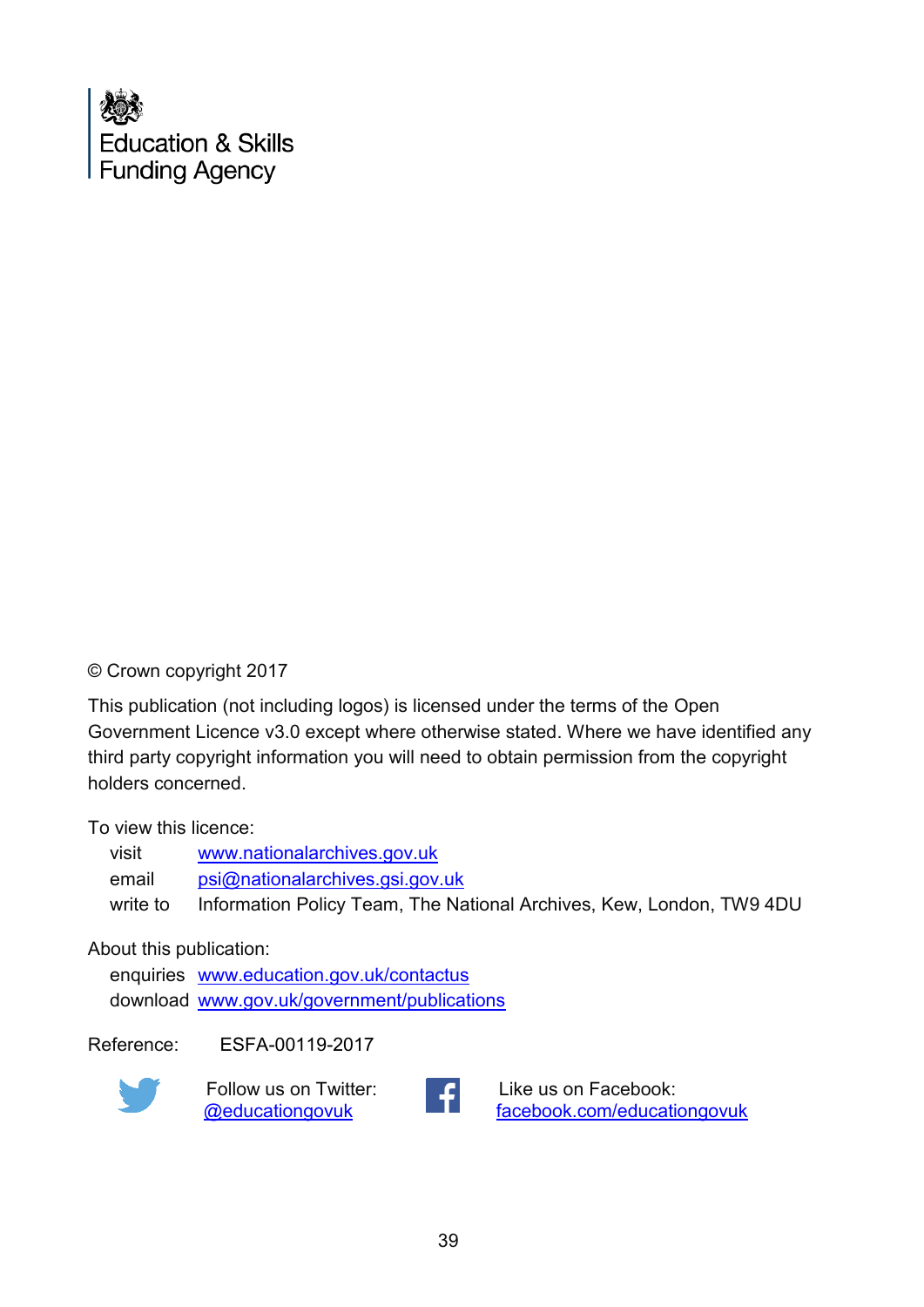Education & Skills
Funding Agency

© Crown copyright 2017

This publication (not including logos) is licensed under the terms of the Open Government Licence v3.0 except where otherwise stated. Where we have identified any third party copyright information you will need to obtain permission from the copyright holders concerned.

To view this licence:

visit www.nationalarchives.gov.uk
email psi@nationalarchives.gsi.gov.uk
write to Information Policy Team, The National Archives, Kew, London, TW9 4DU

About this publication:

enquiries www.education.gov.uk/contactus
download www.gov.uk/government/publications

Reference: ESFA-00119-2017

Follow us on Twitter: @educationgovuk

Like us on Facebook: facebook.com/educationgovuk